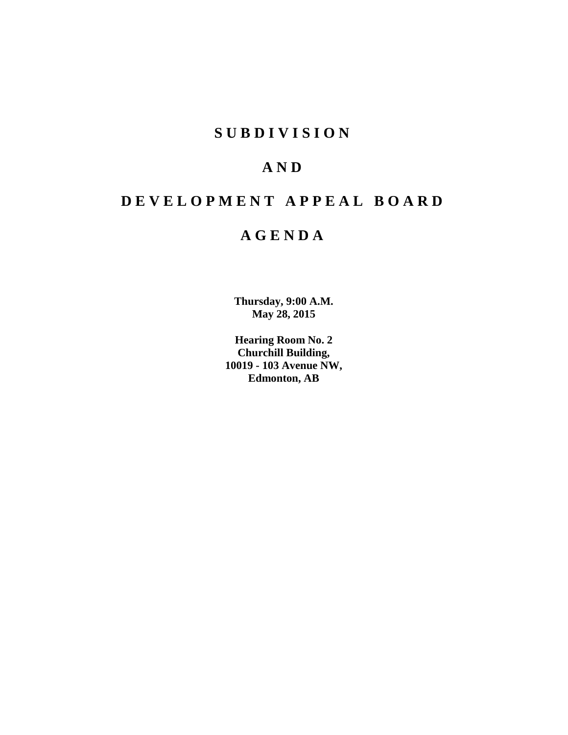# S U B D I V I S I O N

# A N D

# D E V E L O P M E N T A P P E A L B O A R D

# A G E N D A

**Thursday, 9:00 A.M.**
**May 28, 2015**

**Hearing Room No. 2**
**Churchill Building,**
**10019 - 103 Avenue NW,**
**Edmonton, AB**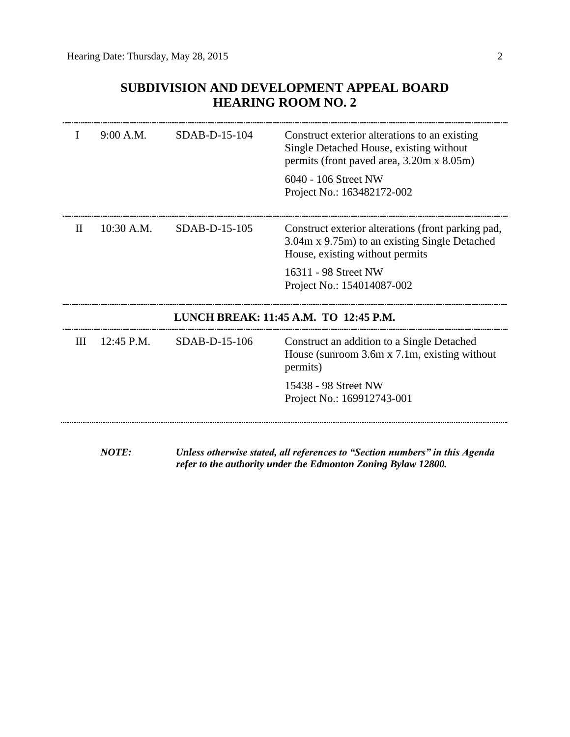# SUBDIVISION AND DEVELOPMENT APPEAL BOARD
# HEARING ROOM NO. 2

| | | | |
|---|---|---|---|
| I | 9:00 A.M. | SDAB-D-15-104 | Construct exterior alterations to an existing Single Detached House, existing without permits (front paved area, 3.20m x 8.05m)<br><br>6040 - 106 Street NW<br>Project No.: 163482172-002 |
| II | 10:30 A.M. | SDAB-D-15-105 | Construct exterior alterations (front parking pad, 3.04m x 9.75m) to an existing Single Detached House, existing without permits<br><br>16311 - 98 Street NW<br>Project No.: 154014087-002 |

**LUNCH BREAK: 11:45 A.M. TO 12:45 P.M.**

| | | | |
|---|---|---|---|
| III | 12:45 P.M. | SDAB-D-15-106 | Construct an addition to a Single Detached House (sunroom 3.6m x 7.1m, existing without permits)<br><br>15438 - 98 Street NW<br>Project No.: 169912743-001 |

***NOTE:*** ***Unless otherwise stated, all references to "Section numbers" in this Agenda refer to the authority under the Edmonton Zoning Bylaw 12800.***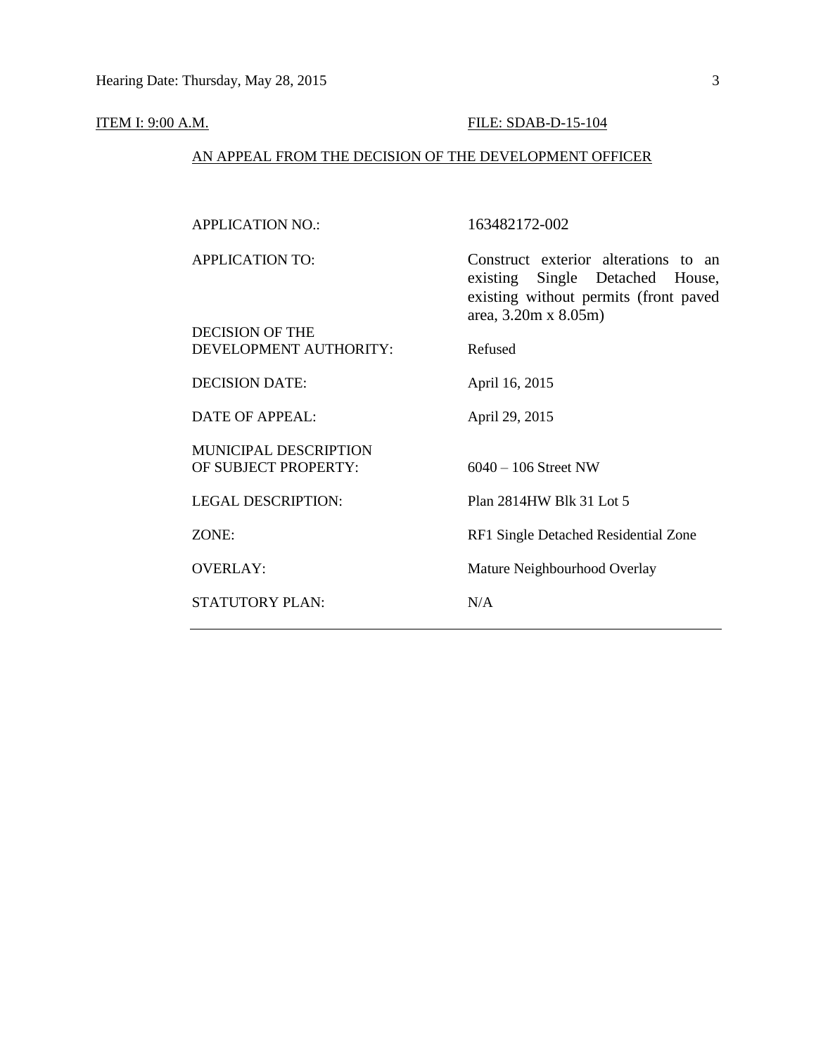ITEM I: 9:00 A.M. FILE: SDAB-D-15-104

AN APPEAL FROM THE DECISION OF THE DEVELOPMENT OFFICER

| | |
|---|---|
| APPLICATION NO.: | 163482172-002 |
| APPLICATION TO: | Construct exterior alterations to an existing Single Detached House, existing without permits (front paved area, 3.20m x 8.05m) |
| DECISION OF THE DEVELOPMENT AUTHORITY: | Refused |
| DECISION DATE: | April 16, 2015 |
| DATE OF APPEAL: | April 29, 2015 |
| MUNICIPAL DESCRIPTION OF SUBJECT PROPERTY: | 6040 – 106 Street NW |
| LEGAL DESCRIPTION: | Plan 2814HW Blk 31 Lot 5 |
| ZONE: | RF1 Single Detached Residential Zone |
| OVERLAY: | Mature Neighbourhood Overlay |
| STATUTORY PLAN: | N/A |

---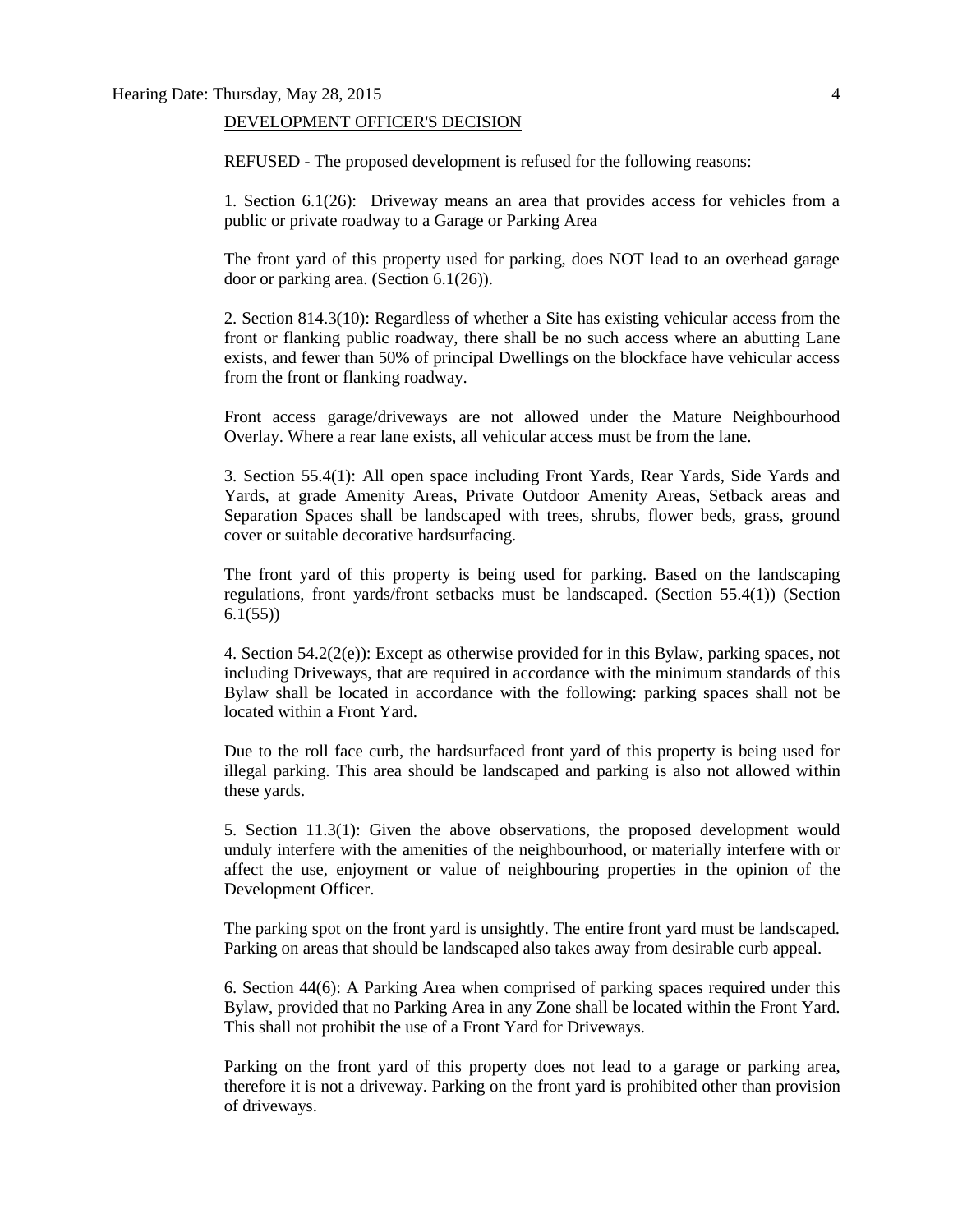DEVELOPMENT OFFICER'S DECISION

REFUSED - The proposed development is refused for the following reasons:

1. Section 6.1(26): Driveway means an area that provides access for vehicles from a public or private roadway to a Garage or Parking Area

The front yard of this property used for parking, does NOT lead to an overhead garage door or parking area. (Section 6.1(26)).

2. Section 814.3(10): Regardless of whether a Site has existing vehicular access from the front or flanking public roadway, there shall be no such access where an abutting Lane exists, and fewer than 50% of principal Dwellings on the blockface have vehicular access from the front or flanking roadway.

Front access garage/driveways are not allowed under the Mature Neighbourhood Overlay. Where a rear lane exists, all vehicular access must be from the lane.

3. Section 55.4(1): All open space including Front Yards, Rear Yards, Side Yards and Yards, at grade Amenity Areas, Private Outdoor Amenity Areas, Setback areas and Separation Spaces shall be landscaped with trees, shrubs, flower beds, grass, ground cover or suitable decorative hardsurfacing.

The front yard of this property is being used for parking. Based on the landscaping regulations, front yards/front setbacks must be landscaped. (Section 55.4(1)) (Section 6.1(55))

4. Section 54.2(2(e)): Except as otherwise provided for in this Bylaw, parking spaces, not including Driveways, that are required in accordance with the minimum standards of this Bylaw shall be located in accordance with the following: parking spaces shall not be located within a Front Yard.

Due to the roll face curb, the hardsurfaced front yard of this property is being used for illegal parking. This area should be landscaped and parking is also not allowed within these yards.

5. Section 11.3(1): Given the above observations, the proposed development would unduly interfere with the amenities of the neighbourhood, or materially interfere with or affect the use, enjoyment or value of neighbouring properties in the opinion of the Development Officer.

The parking spot on the front yard is unsightly. The entire front yard must be landscaped. Parking on areas that should be landscaped also takes away from desirable curb appeal.

6. Section 44(6): A Parking Area when comprised of parking spaces required under this Bylaw, provided that no Parking Area in any Zone shall be located within the Front Yard. This shall not prohibit the use of a Front Yard for Driveways.

Parking on the front yard of this property does not lead to a garage or parking area, therefore it is not a driveway. Parking on the front yard is prohibited other than provision of driveways.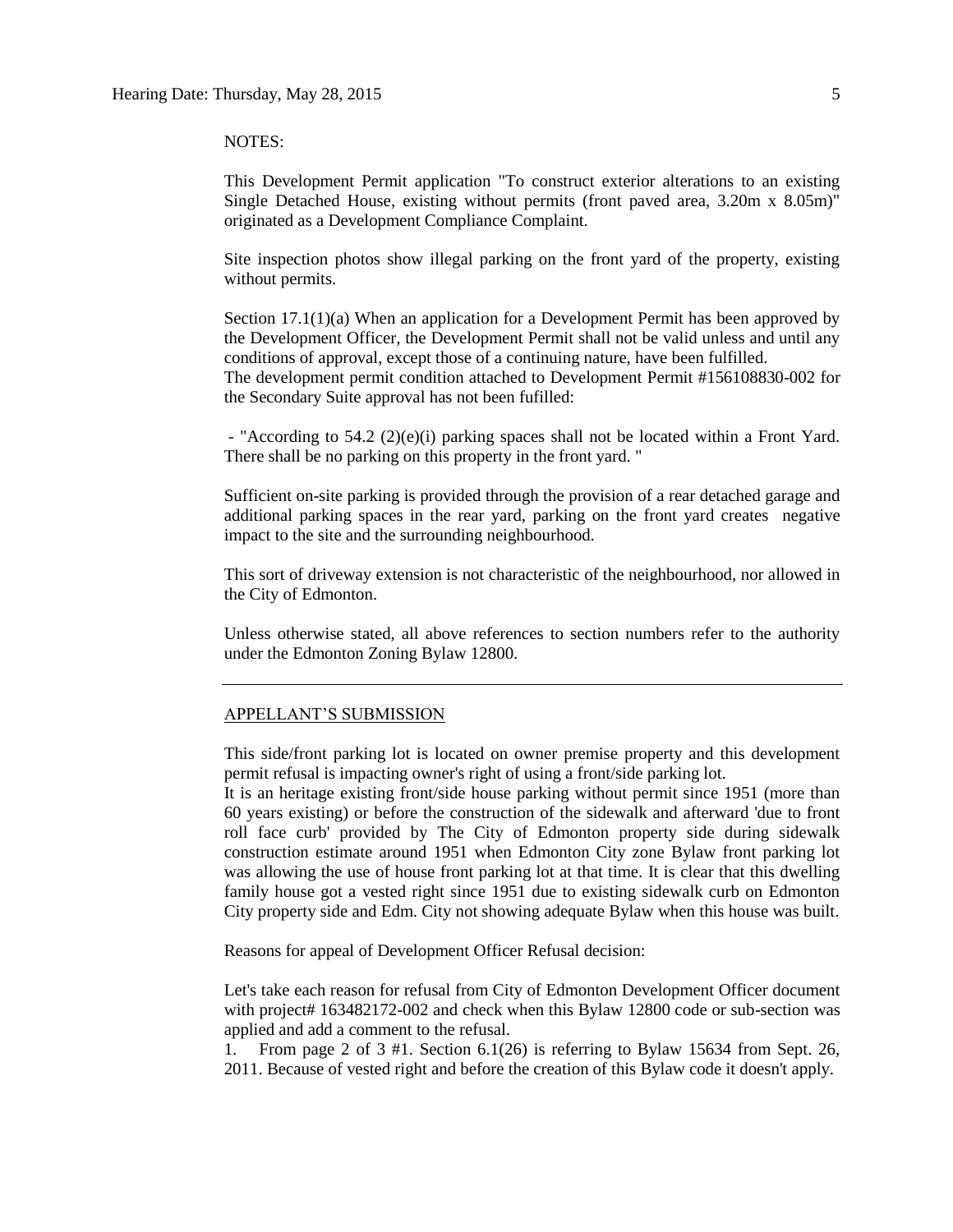NOTES:

This Development Permit application "To construct exterior alterations to an existing Single Detached House, existing without permits (front paved area, 3.20m x 8.05m)" originated as a Development Compliance Complaint.

Site inspection photos show illegal parking on the front yard of the property, existing without permits.

Section 17.1(1)(a) When an application for a Development Permit has been approved by the Development Officer, the Development Permit shall not be valid unless and until any conditions of approval, except those of a continuing nature, have been fulfilled.
The development permit condition attached to Development Permit #156108830-002 for the Secondary Suite approval has not been fufilled:

- "According to 54.2 (2)(e)(i) parking spaces shall not be located within a Front Yard. There shall be no parking on this property in the front yard. "

Sufficient on-site parking is provided through the provision of a rear detached garage and additional parking spaces in the rear yard, parking on the front yard creates negative impact to the site and the surrounding neighbourhood.

This sort of driveway extension is not characteristic of the neighbourhood, nor allowed in the City of Edmonton.

Unless otherwise stated, all above references to section numbers refer to the authority under the Edmonton Zoning Bylaw 12800.

---

APPELLANT'S SUBMISSION

This side/front parking lot is located on owner premise property and this development permit refusal is impacting owner's right of using a front/side parking lot.
It is an heritage existing front/side house parking without permit since 1951 (more than 60 years existing) or before the construction of the sidewalk and afterward 'due to front roll face curb' provided by The City of Edmonton property side during sidewalk construction estimate around 1951 when Edmonton City zone Bylaw front parking lot was allowing the use of house front parking lot at that time. It is clear that this dwelling family house got a vested right since 1951 due to existing sidewalk curb on Edmonton City property side and Edm. City not showing adequate Bylaw when this house was built.

Reasons for appeal of Development Officer Refusal decision:

Let's take each reason for refusal from City of Edmonton Development Officer document with project# 163482172-002 and check when this Bylaw 12800 code or sub-section was applied and add a comment to the refusal.

1. From page 2 of 3 #1. Section 6.1(26) is referring to Bylaw 15634 from Sept. 26, 2011. Because of vested right and before the creation of this Bylaw code it doesn't apply.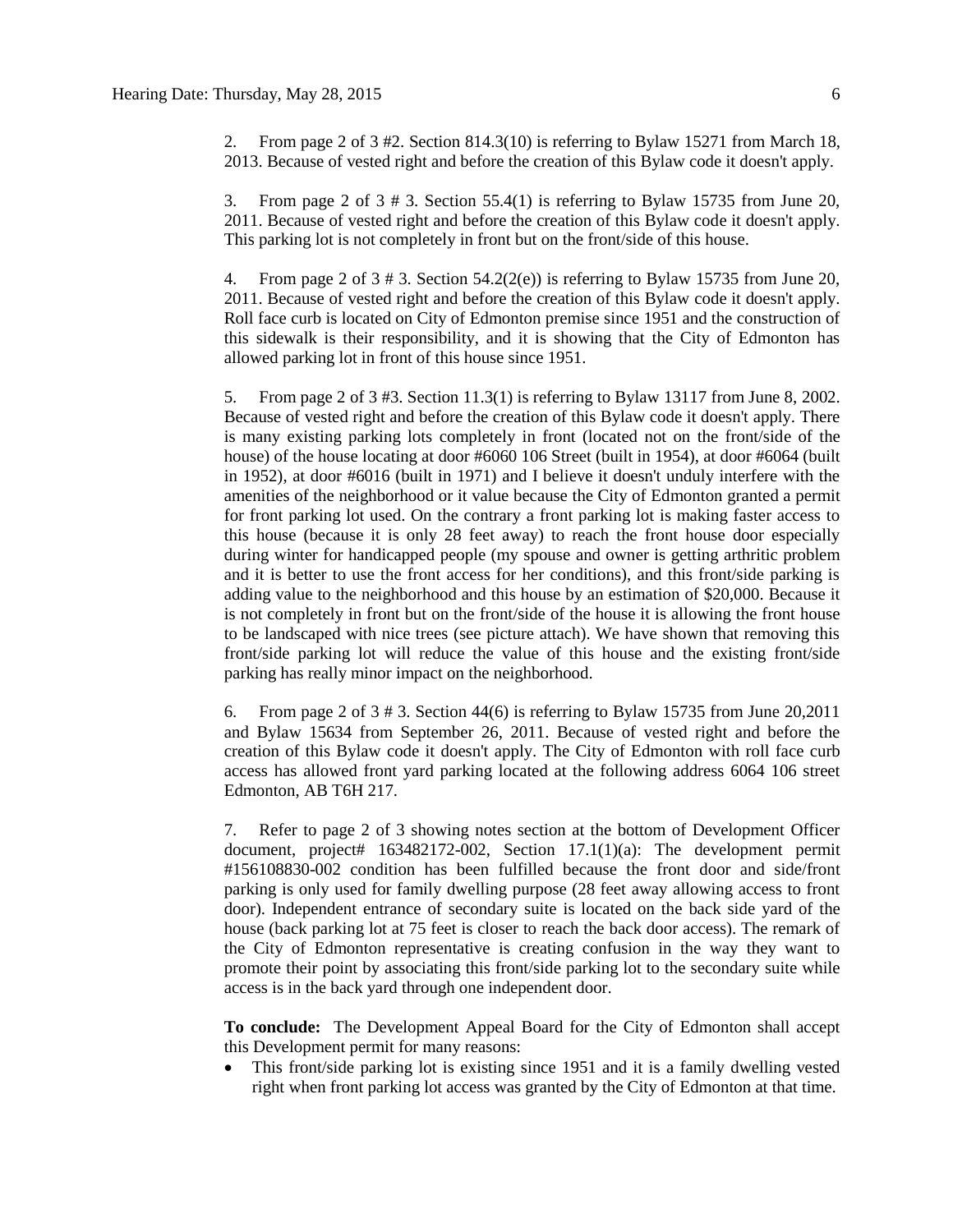2. From page 2 of 3 #2. Section 814.3(10) is referring to Bylaw 15271 from March 18, 2013. Because of vested right and before the creation of this Bylaw code it doesn't apply.

3. From page 2 of 3 # 3. Section 55.4(1) is referring to Bylaw 15735 from June 20, 2011. Because of vested right and before the creation of this Bylaw code it doesn't apply. This parking lot is not completely in front but on the front/side of this house.

4. From page 2 of 3 # 3. Section 54.2(2(e)) is referring to Bylaw 15735 from June 20, 2011. Because of vested right and before the creation of this Bylaw code it doesn't apply. Roll face curb is located on City of Edmonton premise since 1951 and the construction of this sidewalk is their responsibility, and it is showing that the City of Edmonton has allowed parking lot in front of this house since 1951.

5. From page 2 of 3 #3. Section 11.3(1) is referring to Bylaw 13117 from June 8, 2002. Because of vested right and before the creation of this Bylaw code it doesn't apply. There is many existing parking lots completely in front (located not on the front/side of the house) of the house locating at door #6060 106 Street (built in 1954), at door #6064 (built in 1952), at door #6016 (built in 1971) and I believe it doesn't unduly interfere with the amenities of the neighborhood or it value because the City of Edmonton granted a permit for front parking lot used. On the contrary a front parking lot is making faster access to this house (because it is only 28 feet away) to reach the front house door especially during winter for handicapped people (my spouse and owner is getting arthritic problem and it is better to use the front access for her conditions), and this front/side parking is adding value to the neighborhood and this house by an estimation of $20,000. Because it is not completely in front but on the front/side of the house it is allowing the front house to be landscaped with nice trees (see picture attach). We have shown that removing this front/side parking lot will reduce the value of this house and the existing front/side parking has really minor impact on the neighborhood.

6. From page 2 of 3 # 3. Section 44(6) is referring to Bylaw 15735 from June 20,2011 and Bylaw 15634 from September 26, 2011. Because of vested right and before the creation of this Bylaw code it doesn't apply. The City of Edmonton with roll face curb access has allowed front yard parking located at the following address 6064 106 street Edmonton, AB T6H 2I7.

7. Refer to page 2 of 3 showing notes section at the bottom of Development Officer document, project# 163482172-002, Section 17.1(1)(a): The development permit #156108830-002 condition has been fulfilled because the front door and side/front parking is only used for family dwelling purpose (28 feet away allowing access to front door). Independent entrance of secondary suite is located on the back side yard of the house (back parking lot at 75 feet is closer to reach the back door access). The remark of the City of Edmonton representative is creating confusion in the way they want to promote their point by associating this front/side parking lot to the secondary suite while access is in the back yard through one independent door.

**To conclude:** The Development Appeal Board for the City of Edmonton shall accept this Development permit for many reasons:

- This front/side parking lot is existing since 1951 and it is a family dwelling vested right when front parking lot access was granted by the City of Edmonton at that time.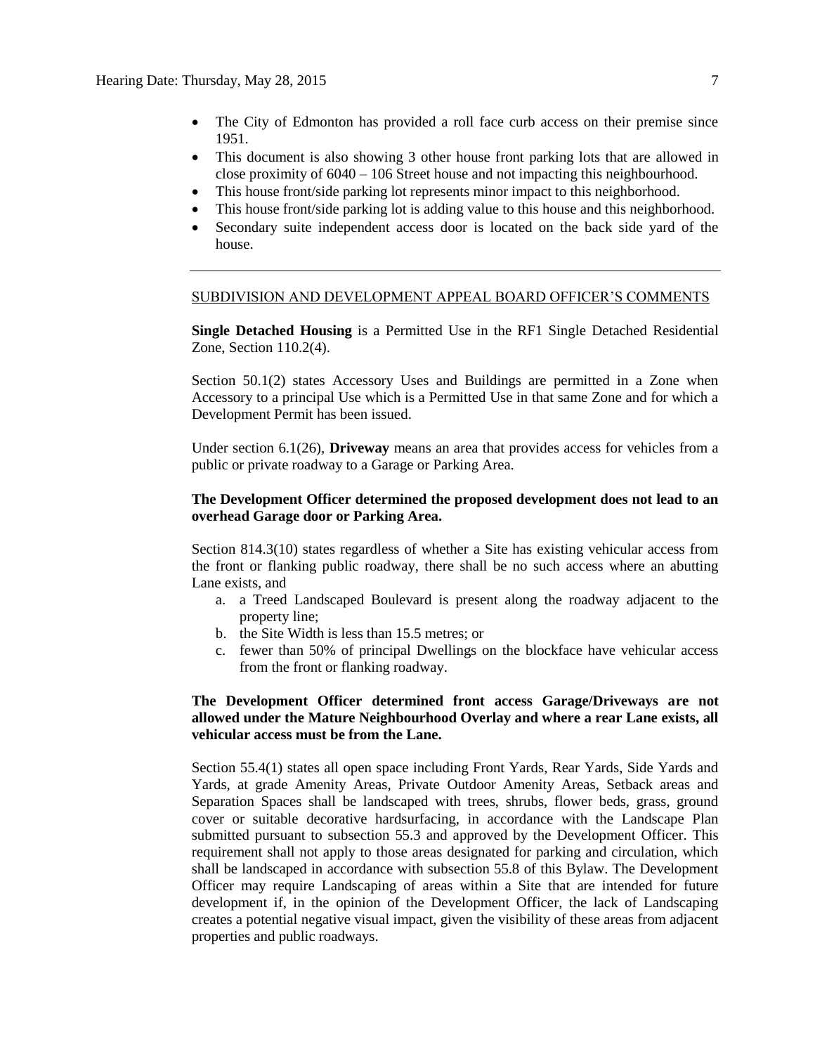- The City of Edmonton has provided a roll face curb access on their premise since 1951.
- This document is also showing 3 other house front parking lots that are allowed in close proximity of 6040 – 106 Street house and not impacting this neighbourhood.
- This house front/side parking lot represents minor impact to this neighborhood.
- This house front/side parking lot is adding value to this house and this neighborhood.
- Secondary suite independent access door is located on the back side yard of the house.

---

SUBDIVISION AND DEVELOPMENT APPEAL BOARD OFFICER'S COMMENTS

**Single Detached Housing** is a Permitted Use in the RF1 Single Detached Residential Zone, Section 110.2(4).

Section 50.1(2) states Accessory Uses and Buildings are permitted in a Zone when Accessory to a principal Use which is a Permitted Use in that same Zone and for which a Development Permit has been issued.

Under section 6.1(26), **Driveway** means an area that provides access for vehicles from a public or private roadway to a Garage or Parking Area.

**The Development Officer determined the proposed development does not lead to an overhead Garage door or Parking Area.**

Section 814.3(10) states regardless of whether a Site has existing vehicular access from the front or flanking public roadway, there shall be no such access where an abutting Lane exists, and

a. a Treed Landscaped Boulevard is present along the roadway adjacent to the property line;
b. the Site Width is less than 15.5 metres; or
c. fewer than 50% of principal Dwellings on the blockface have vehicular access from the front or flanking roadway.

**The Development Officer determined front access Garage/Driveways are not allowed under the Mature Neighbourhood Overlay and where a rear Lane exists, all vehicular access must be from the Lane.**

Section 55.4(1) states all open space including Front Yards, Rear Yards, Side Yards and Yards, at grade Amenity Areas, Private Outdoor Amenity Areas, Setback areas and Separation Spaces shall be landscaped with trees, shrubs, flower beds, grass, ground cover or suitable decorative hardsurfacing, in accordance with the Landscape Plan submitted pursuant to subsection 55.3 and approved by the Development Officer. This requirement shall not apply to those areas designated for parking and circulation, which shall be landscaped in accordance with subsection 55.8 of this Bylaw. The Development Officer may require Landscaping of areas within a Site that are intended for future development if, in the opinion of the Development Officer, the lack of Landscaping creates a potential negative visual impact, given the visibility of these areas from adjacent properties and public roadways.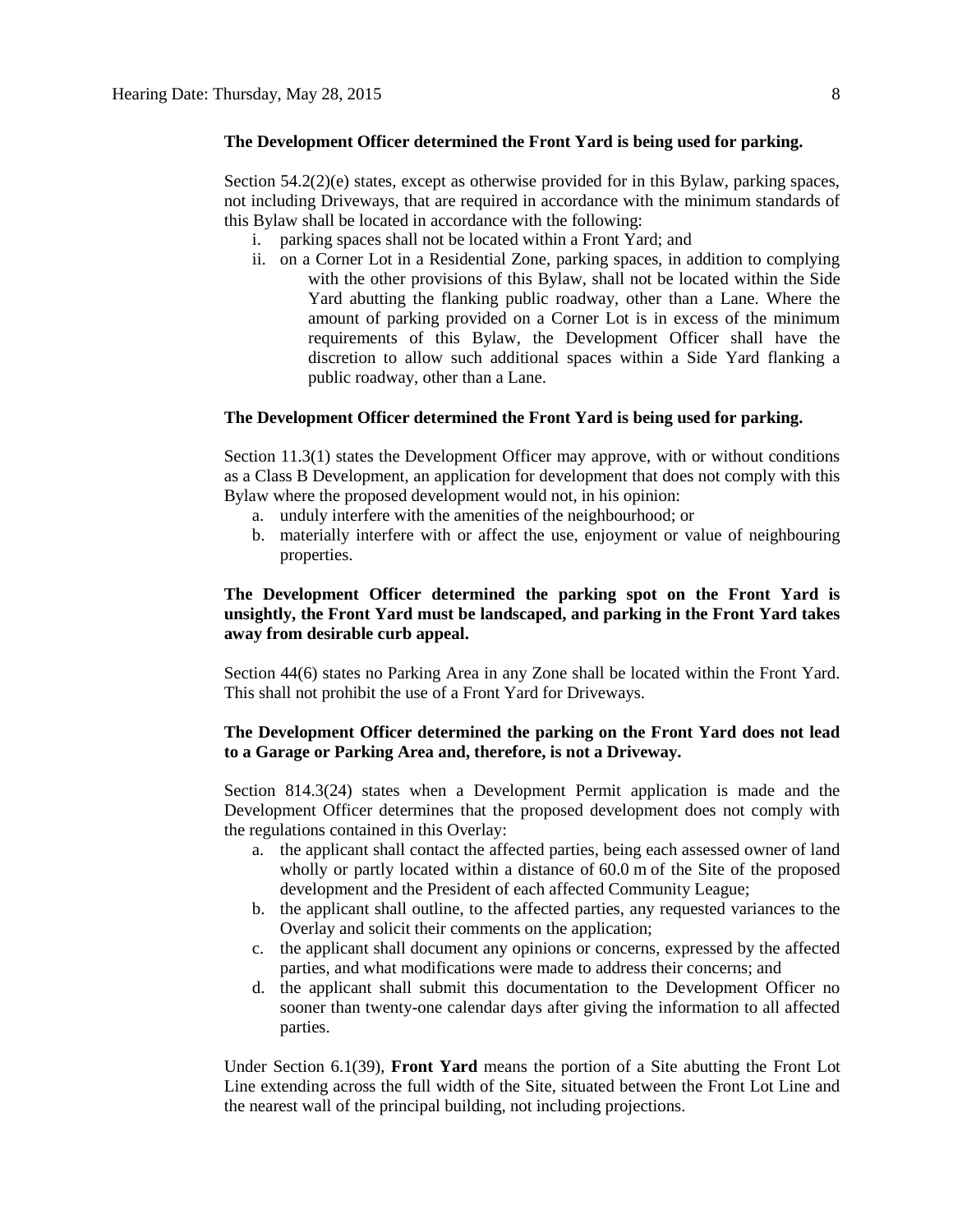**The Development Officer determined the Front Yard is being used for parking.**

Section 54.2(2)(e) states, except as otherwise provided for in this Bylaw, parking spaces, not including Driveways, that are required in accordance with the minimum standards of this Bylaw shall be located in accordance with the following:

i. parking spaces shall not be located within a Front Yard; and
ii. on a Corner Lot in a Residential Zone, parking spaces, in addition to complying with the other provisions of this Bylaw, shall not be located within the Side Yard abutting the flanking public roadway, other than a Lane. Where the amount of parking provided on a Corner Lot is in excess of the minimum requirements of this Bylaw, the Development Officer shall have the discretion to allow such additional spaces within a Side Yard flanking a public roadway, other than a Lane.

**The Development Officer determined the Front Yard is being used for parking.**

Section 11.3(1) states the Development Officer may approve, with or without conditions as a Class B Development, an application for development that does not comply with this Bylaw where the proposed development would not, in his opinion:

a. unduly interfere with the amenities of the neighbourhood; or
b. materially interfere with or affect the use, enjoyment or value of neighbouring properties.

**The Development Officer determined the parking spot on the Front Yard is unsightly, the Front Yard must be landscaped, and parking in the Front Yard takes away from desirable curb appeal.**

Section 44(6) states no Parking Area in any Zone shall be located within the Front Yard. This shall not prohibit the use of a Front Yard for Driveways.

**The Development Officer determined the parking on the Front Yard does not lead to a Garage or Parking Area and, therefore, is not a Driveway.**

Section 814.3(24) states when a Development Permit application is made and the Development Officer determines that the proposed development does not comply with the regulations contained in this Overlay:

a. the applicant shall contact the affected parties, being each assessed owner of land wholly or partly located within a distance of 60.0 m of the Site of the proposed development and the President of each affected Community League;
b. the applicant shall outline, to the affected parties, any requested variances to the Overlay and solicit their comments on the application;
c. the applicant shall document any opinions or concerns, expressed by the affected parties, and what modifications were made to address their concerns; and
d. the applicant shall submit this documentation to the Development Officer no sooner than twenty-one calendar days after giving the information to all affected parties.

Under Section 6.1(39), **Front Yard** means the portion of a Site abutting the Front Lot Line extending across the full width of the Site, situated between the Front Lot Line and the nearest wall of the principal building, not including projections.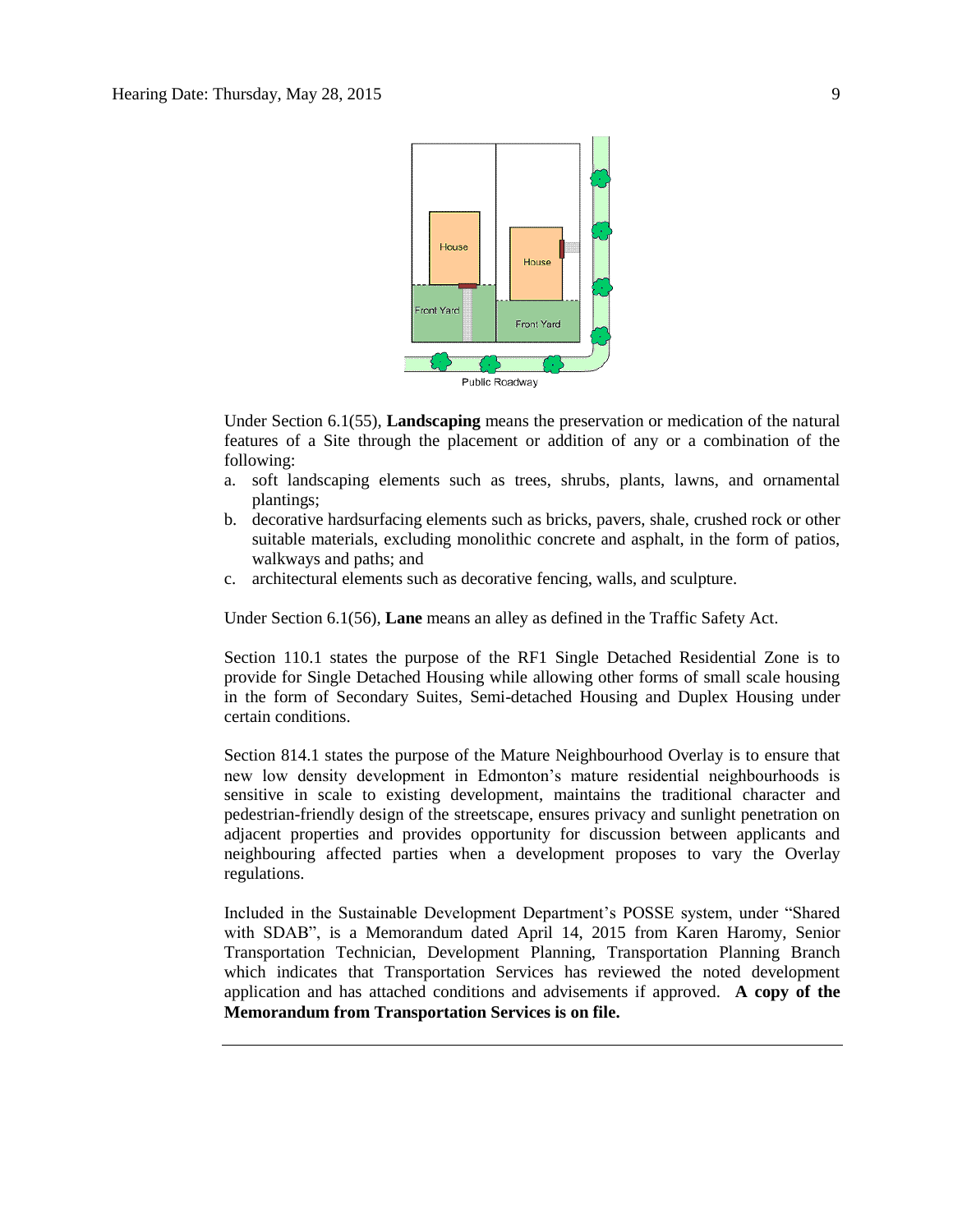Under Section 6.1(55), **Landscaping** means the preservation or medication of the natural features of a Site through the placement or addition of any or a combination of the following:

a. soft landscaping elements such as trees, shrubs, plants, lawns, and ornamental plantings;
b. decorative hardsurfacing elements such as bricks, pavers, shale, crushed rock or other suitable materials, excluding monolithic concrete and asphalt, in the form of patios, walkways and paths; and
c. architectural elements such as decorative fencing, walls, and sculpture.

Under Section 6.1(56), **Lane** means an alley as defined in the Traffic Safety Act.

Section 110.1 states the purpose of the RF1 Single Detached Residential Zone is to provide for Single Detached Housing while allowing other forms of small scale housing in the form of Secondary Suites, Semi-detached Housing and Duplex Housing under certain conditions.

Section 814.1 states the purpose of the Mature Neighbourhood Overlay is to ensure that new low density development in Edmonton's mature residential neighbourhoods is sensitive in scale to existing development, maintains the traditional character and pedestrian-friendly design of the streetscape, ensures privacy and sunlight penetration on adjacent properties and provides opportunity for discussion between applicants and neighbouring affected parties when a development proposes to vary the Overlay regulations.

Included in the Sustainable Development Department's POSSE system, under "Shared with SDAB", is a Memorandum dated April 14, 2015 from Karen Haromy, Senior Transportation Technician, Development Planning, Transportation Planning Branch which indicates that Transportation Services has reviewed the noted development application and has attached conditions and advisements if approved. **A copy of the Memorandum from Transportation Services is on file.**

---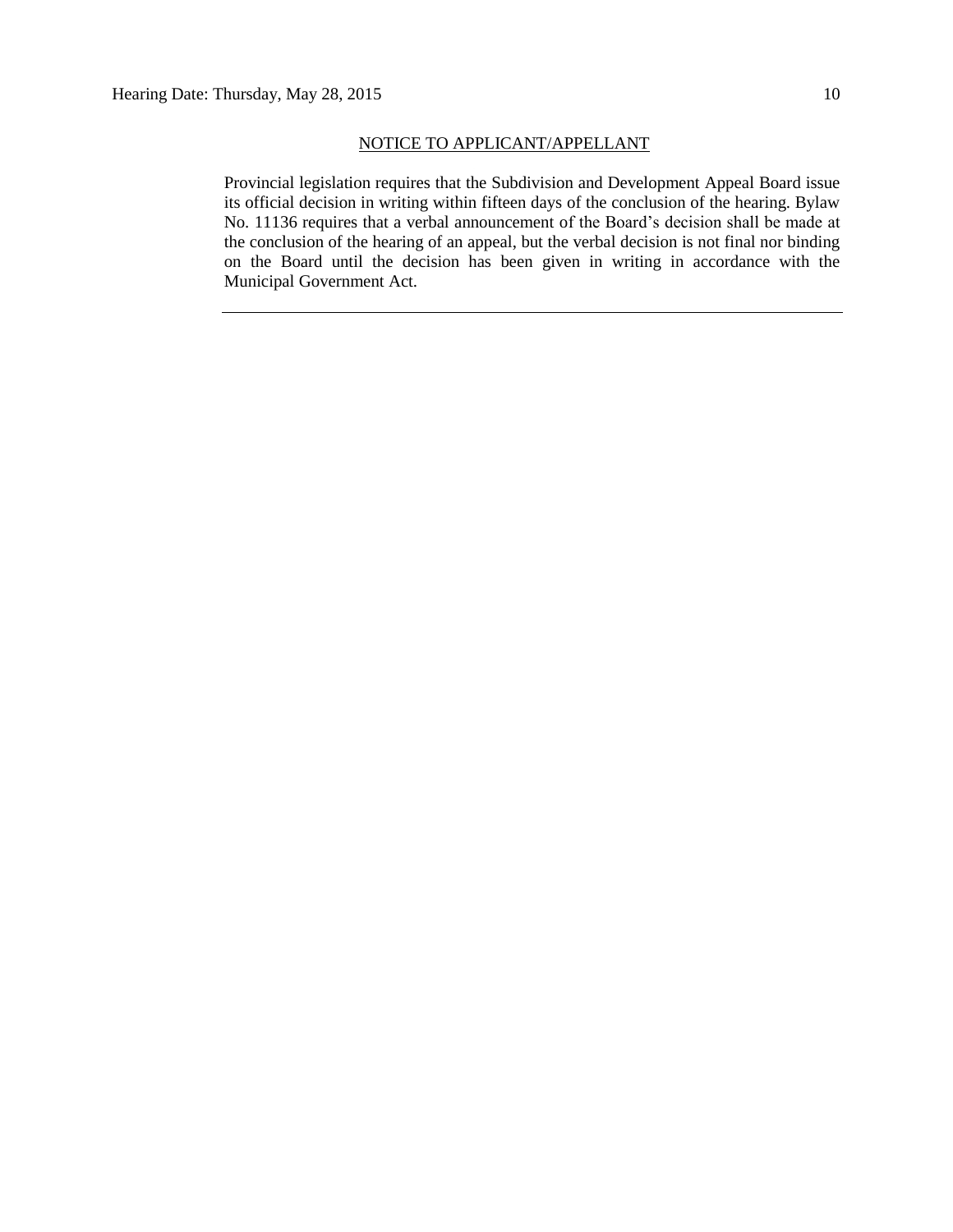## NOTICE TO APPLICANT/APPELLANT

Provincial legislation requires that the Subdivision and Development Appeal Board issue its official decision in writing within fifteen days of the conclusion of the hearing. Bylaw No. 11136 requires that a verbal announcement of the Board's decision shall be made at the conclusion of the hearing of an appeal, but the verbal decision is not final nor binding on the Board until the decision has been given in writing in accordance with the Municipal Government Act.

---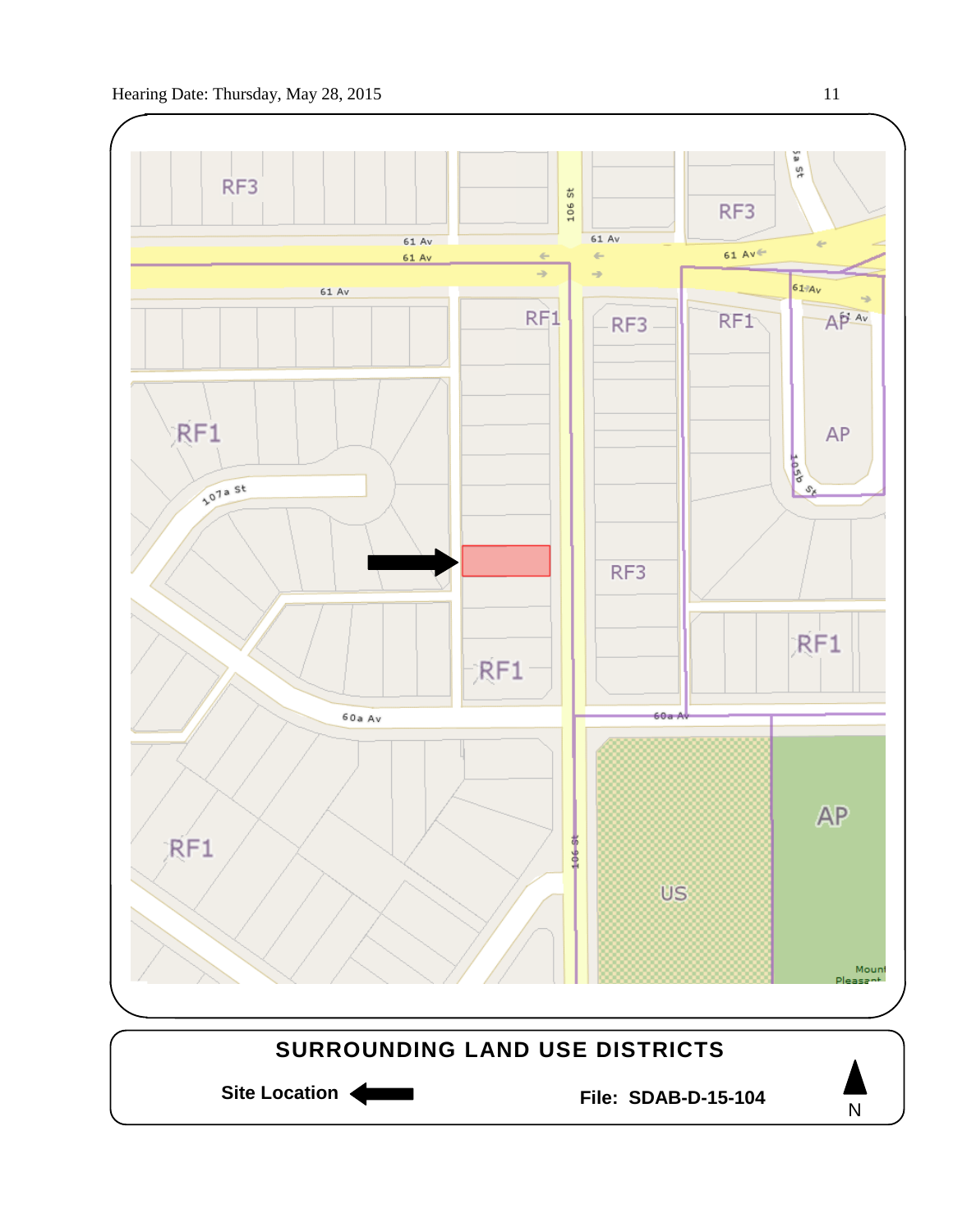## SURROUNDING LAND USE DISTRICTS

**Site Location** ⬅

**File: SDAB-D-15-104**

N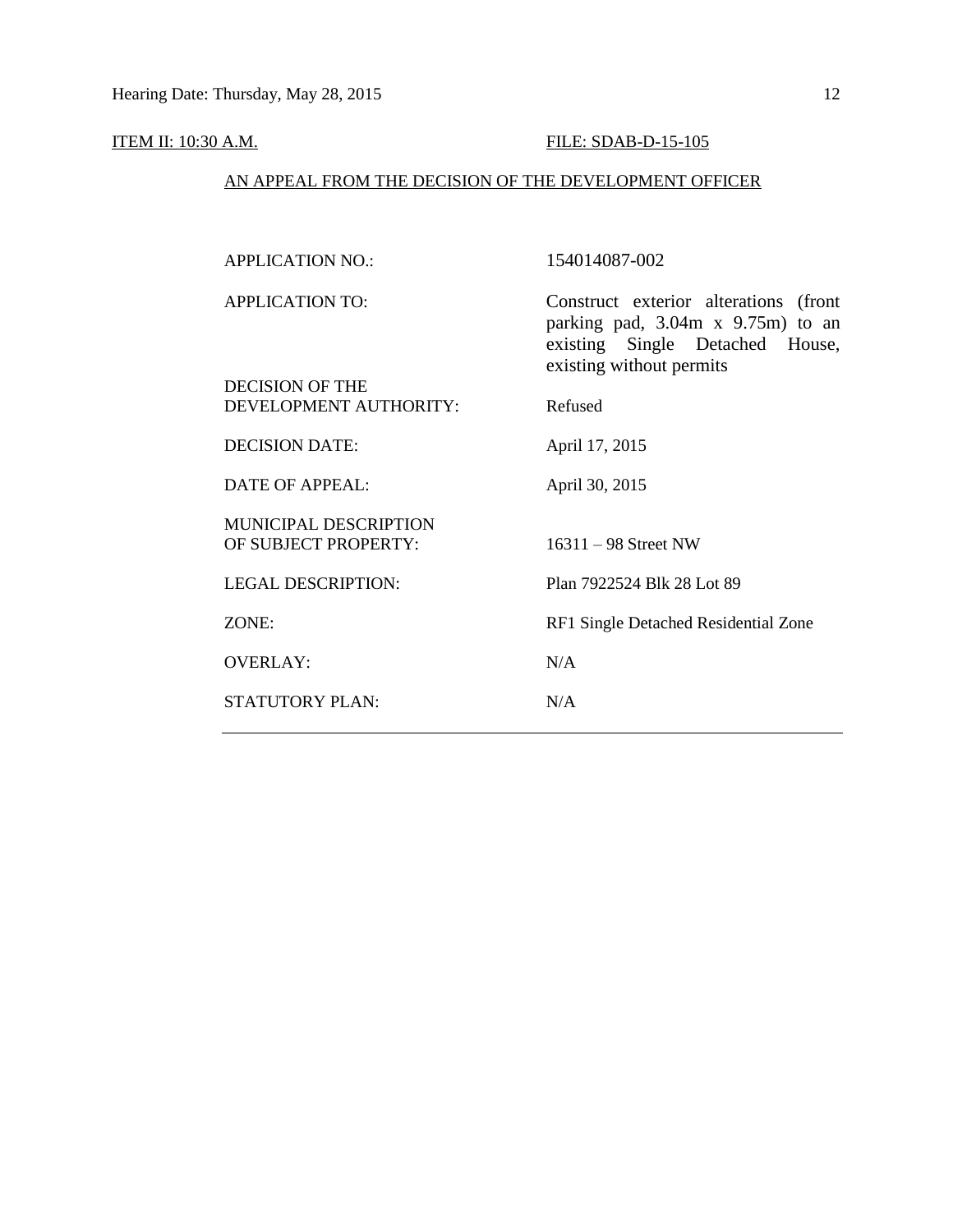ITEM II: 10:30 A.M. FILE: SDAB-D-15-105

AN APPEAL FROM THE DECISION OF THE DEVELOPMENT OFFICER

| | |
|---|---|
| APPLICATION NO.: | 154014087-002 |
| APPLICATION TO: | Construct exterior alterations (front parking pad, 3.04m x 9.75m) to an existing Single Detached House, existing without permits |
| DECISION OF THE DEVELOPMENT AUTHORITY: | Refused |
| DECISION DATE: | April 17, 2015 |
| DATE OF APPEAL: | April 30, 2015 |
| MUNICIPAL DESCRIPTION OF SUBJECT PROPERTY: | 16311 – 98 Street NW |
| LEGAL DESCRIPTION: | Plan 7922524 Blk 28 Lot 89 |
| ZONE: | RF1 Single Detached Residential Zone |
| OVERLAY: | N/A |
| STATUTORY PLAN: | N/A |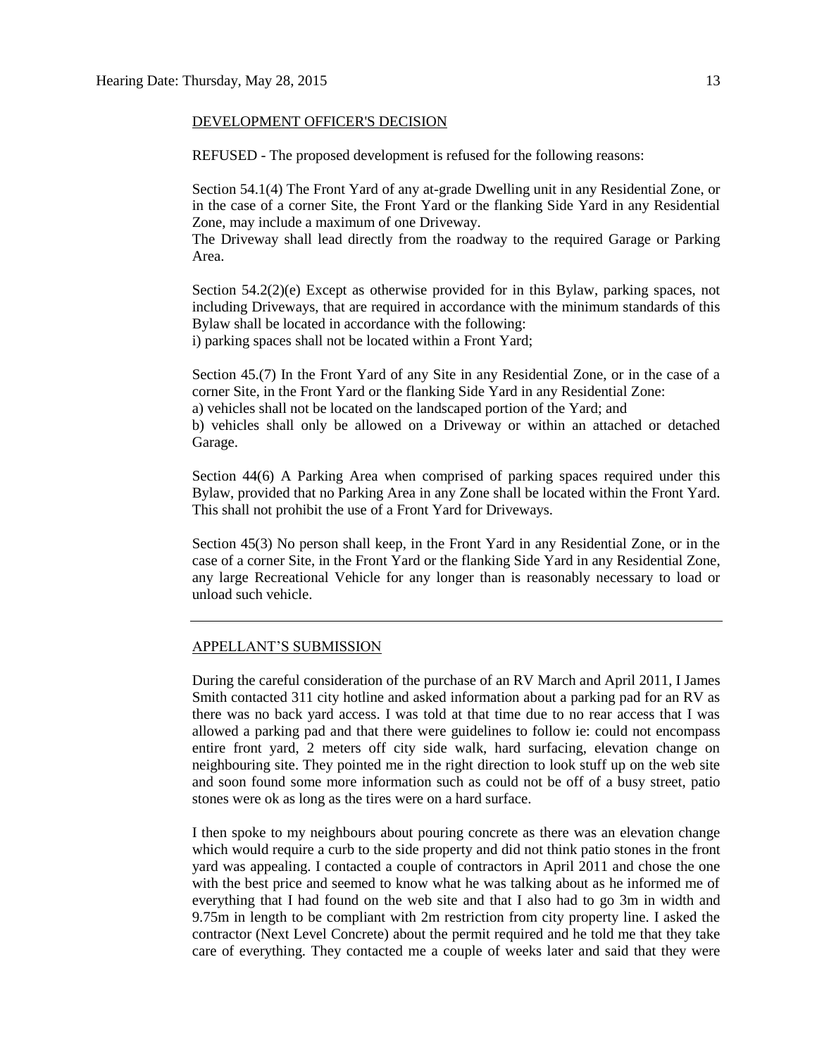DEVELOPMENT OFFICER'S DECISION

REFUSED - The proposed development is refused for the following reasons:

Section 54.1(4) The Front Yard of any at-grade Dwelling unit in any Residential Zone, or in the case of a corner Site, the Front Yard or the flanking Side Yard in any Residential Zone, may include a maximum of one Driveway.
The Driveway shall lead directly from the roadway to the required Garage or Parking Area.

Section 54.2(2)(e) Except as otherwise provided for in this Bylaw, parking spaces, not including Driveways, that are required in accordance with the minimum standards of this Bylaw shall be located in accordance with the following:
i) parking spaces shall not be located within a Front Yard;

Section 45.(7) In the Front Yard of any Site in any Residential Zone, or in the case of a corner Site, in the Front Yard or the flanking Side Yard in any Residential Zone:
a) vehicles shall not be located on the landscaped portion of the Yard; and
b) vehicles shall only be allowed on a Driveway or within an attached or detached Garage.

Section 44(6) A Parking Area when comprised of parking spaces required under this Bylaw, provided that no Parking Area in any Zone shall be located within the Front Yard. This shall not prohibit the use of a Front Yard for Driveways.

Section 45(3) No person shall keep, in the Front Yard in any Residential Zone, or in the case of a corner Site, in the Front Yard or the flanking Side Yard in any Residential Zone, any large Recreational Vehicle for any longer than is reasonably necessary to load or unload such vehicle.

---

APPELLANT'S SUBMISSION

During the careful consideration of the purchase of an RV March and April 2011, I James Smith contacted 311 city hotline and asked information about a parking pad for an RV as there was no back yard access. I was told at that time due to no rear access that I was allowed a parking pad and that there were guidelines to follow ie: could not encompass entire front yard, 2 meters off city side walk, hard surfacing, elevation change on neighbouring site. They pointed me in the right direction to look stuff up on the web site and soon found some more information such as could not be off of a busy street, patio stones were ok as long as the tires were on a hard surface.

I then spoke to my neighbours about pouring concrete as there was an elevation change which would require a curb to the side property and did not think patio stones in the front yard was appealing. I contacted a couple of contractors in April 2011 and chose the one with the best price and seemed to know what he was talking about as he informed me of everything that I had found on the web site and that I also had to go 3m in width and 9.75m in length to be compliant with 2m restriction from city property line. I asked the contractor (Next Level Concrete) about the permit required and he told me that they take care of everything. They contacted me a couple of weeks later and said that they were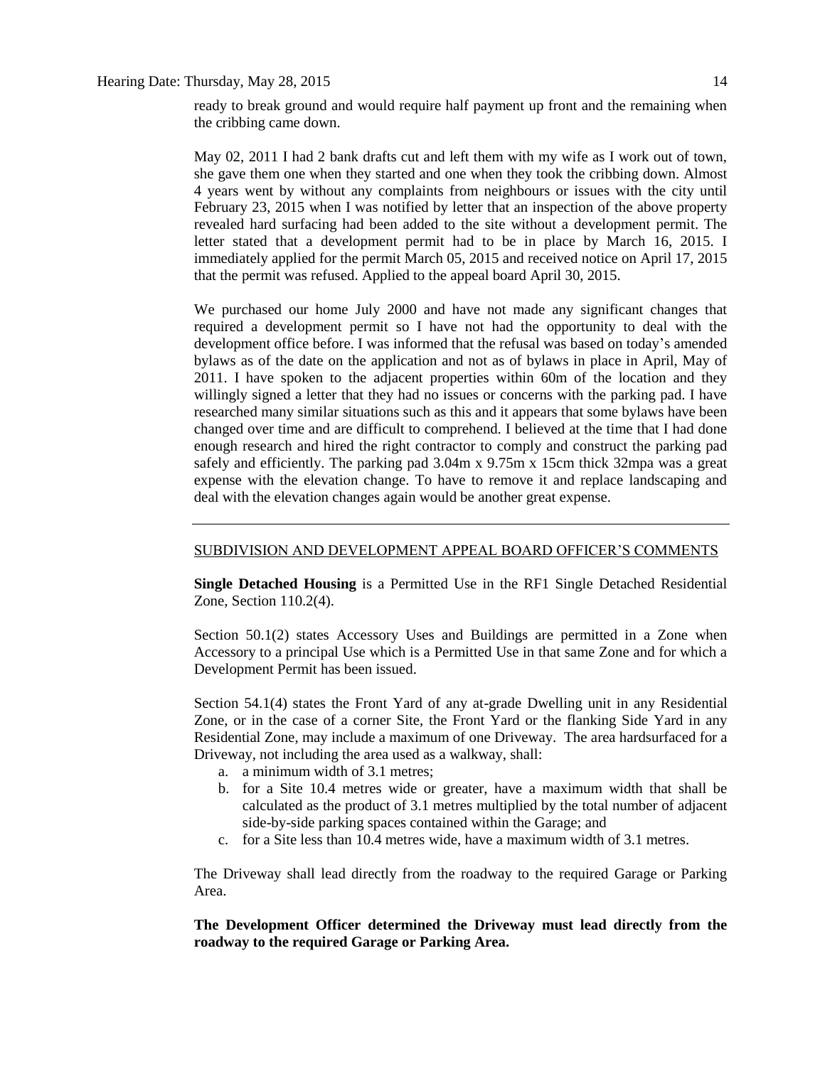ready to break ground and would require half payment up front and the remaining when the cribbing came down.

May 02, 2011 I had 2 bank drafts cut and left them with my wife as I work out of town, she gave them one when they started and one when they took the cribbing down. Almost 4 years went by without any complaints from neighbours or issues with the city until February 23, 2015 when I was notified by letter that an inspection of the above property revealed hard surfacing had been added to the site without a development permit. The letter stated that a development permit had to be in place by March 16, 2015. I immediately applied for the permit March 05, 2015 and received notice on April 17, 2015 that the permit was refused. Applied to the appeal board April 30, 2015.

We purchased our home July 2000 and have not made any significant changes that required a development permit so I have not had the opportunity to deal with the development office before. I was informed that the refusal was based on today's amended bylaws as of the date on the application and not as of bylaws in place in April, May of 2011. I have spoken to the adjacent properties within 60m of the location and they willingly signed a letter that they had no issues or concerns with the parking pad. I have researched many similar situations such as this and it appears that some bylaws have been changed over time and are difficult to comprehend. I believed at the time that I had done enough research and hired the right contractor to comply and construct the parking pad safely and efficiently. The parking pad 3.04m x 9.75m x 15cm thick 32mpa was a great expense with the elevation change. To have to remove it and replace landscaping and deal with the elevation changes again would be another great expense.

---

SUBDIVISION AND DEVELOPMENT APPEAL BOARD OFFICER'S COMMENTS

**Single Detached Housing** is a Permitted Use in the RF1 Single Detached Residential Zone, Section 110.2(4).

Section 50.1(2) states Accessory Uses and Buildings are permitted in a Zone when Accessory to a principal Use which is a Permitted Use in that same Zone and for which a Development Permit has been issued.

Section 54.1(4) states the Front Yard of any at-grade Dwelling unit in any Residential Zone, or in the case of a corner Site, the Front Yard or the flanking Side Yard in any Residential Zone, may include a maximum of one Driveway. The area hardsurfaced for a Driveway, not including the area used as a walkway, shall:

a. a minimum width of 3.1 metres;
b. for a Site 10.4 metres wide or greater, have a maximum width that shall be calculated as the product of 3.1 metres multiplied by the total number of adjacent side-by-side parking spaces contained within the Garage; and
c. for a Site less than 10.4 metres wide, have a maximum width of 3.1 metres.

The Driveway shall lead directly from the roadway to the required Garage or Parking Area.

**The Development Officer determined the Driveway must lead directly from the roadway to the required Garage or Parking Area.**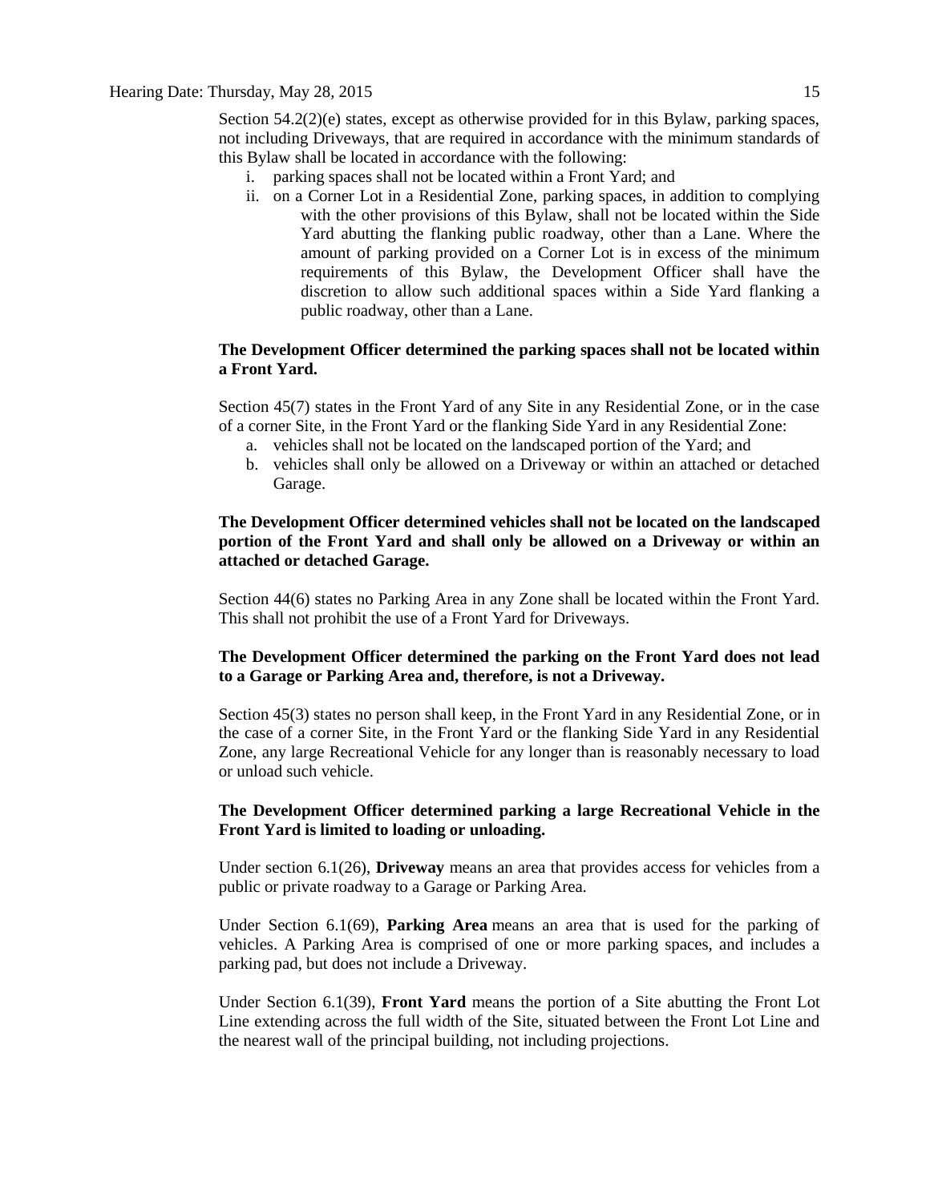Section 54.2(2)(e) states, except as otherwise provided for in this Bylaw, parking spaces, not including Driveways, that are required in accordance with the minimum standards of this Bylaw shall be located in accordance with the following:

i. parking spaces shall not be located within a Front Yard; and
ii. on a Corner Lot in a Residential Zone, parking spaces, in addition to complying with the other provisions of this Bylaw, shall not be located within the Side Yard abutting the flanking public roadway, other than a Lane. Where the amount of parking provided on a Corner Lot is in excess of the minimum requirements of this Bylaw, the Development Officer shall have the discretion to allow such additional spaces within a Side Yard flanking a public roadway, other than a Lane.

**The Development Officer determined the parking spaces shall not be located within a Front Yard.**

Section 45(7) states in the Front Yard of any Site in any Residential Zone, or in the case of a corner Site, in the Front Yard or the flanking Side Yard in any Residential Zone:

a. vehicles shall not be located on the landscaped portion of the Yard; and
b. vehicles shall only be allowed on a Driveway or within an attached or detached Garage.

**The Development Officer determined vehicles shall not be located on the landscaped portion of the Front Yard and shall only be allowed on a Driveway or within an attached or detached Garage.**

Section 44(6) states no Parking Area in any Zone shall be located within the Front Yard. This shall not prohibit the use of a Front Yard for Driveways.

**The Development Officer determined the parking on the Front Yard does not lead to a Garage or Parking Area and, therefore, is not a Driveway.**

Section 45(3) states no person shall keep, in the Front Yard in any Residential Zone, or in the case of a corner Site, in the Front Yard or the flanking Side Yard in any Residential Zone, any large Recreational Vehicle for any longer than is reasonably necessary to load or unload such vehicle.

**The Development Officer determined parking a large Recreational Vehicle in the Front Yard is limited to loading or unloading.**

Under section 6.1(26), **Driveway** means an area that provides access for vehicles from a public or private roadway to a Garage or Parking Area.

Under Section 6.1(69), **Parking Area** means an area that is used for the parking of vehicles. A Parking Area is comprised of one or more parking spaces, and includes a parking pad, but does not include a Driveway.

Under Section 6.1(39), **Front Yard** means the portion of a Site abutting the Front Lot Line extending across the full width of the Site, situated between the Front Lot Line and the nearest wall of the principal building, not including projections.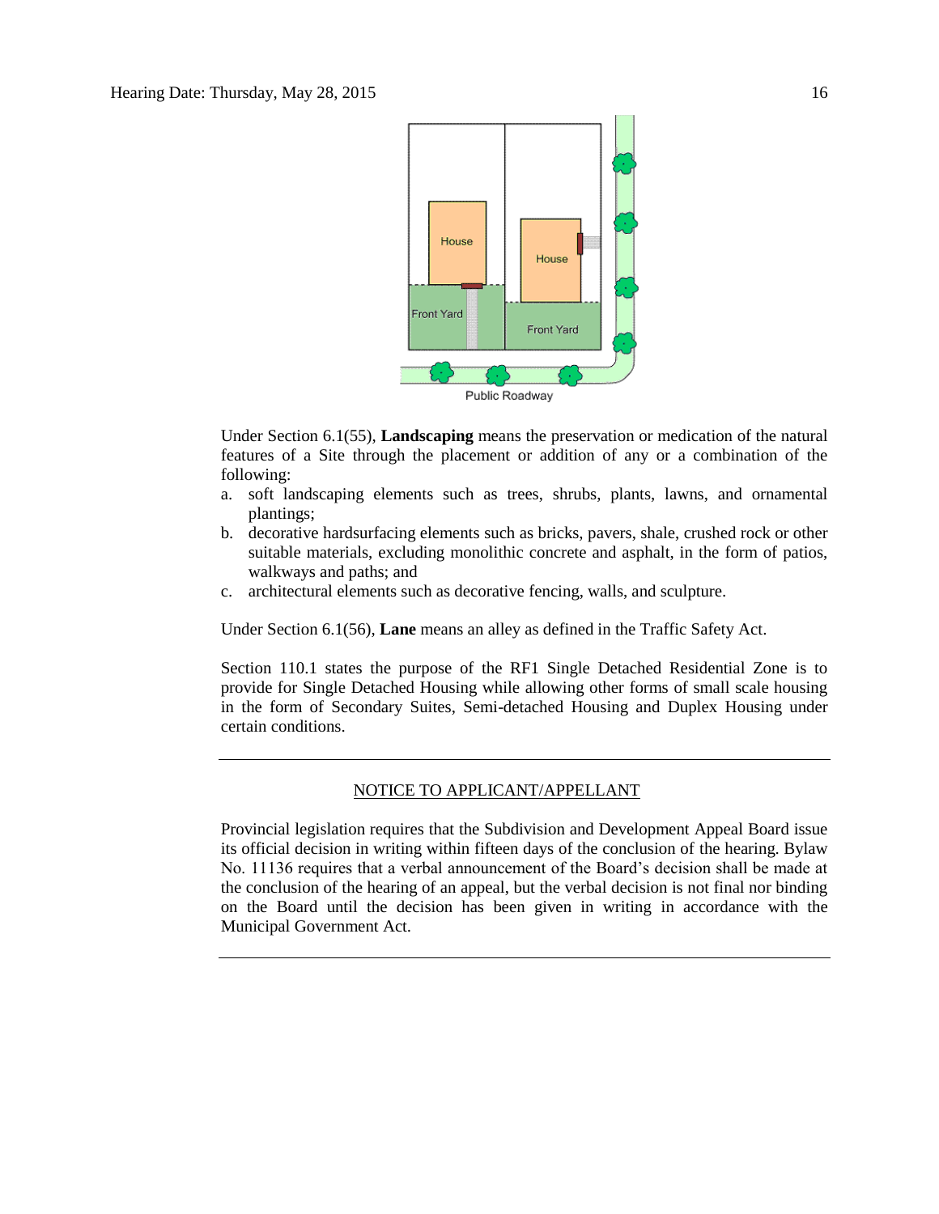Under Section 6.1(55), **Landscaping** means the preservation or medication of the natural features of a Site through the placement or addition of any or a combination of the following:

a. soft landscaping elements such as trees, shrubs, plants, lawns, and ornamental plantings;
b. decorative hardsurfacing elements such as bricks, pavers, shale, crushed rock or other suitable materials, excluding monolithic concrete and asphalt, in the form of patios, walkways and paths; and
c. architectural elements such as decorative fencing, walls, and sculpture.

Under Section 6.1(56), **Lane** means an alley as defined in the Traffic Safety Act.

Section 110.1 states the purpose of the RF1 Single Detached Residential Zone is to provide for Single Detached Housing while allowing other forms of small scale housing in the form of Secondary Suites, Semi-detached Housing and Duplex Housing under certain conditions.

---

NOTICE TO APPLICANT/APPELLANT

Provincial legislation requires that the Subdivision and Development Appeal Board issue its official decision in writing within fifteen days of the conclusion of the hearing. Bylaw No. 11136 requires that a verbal announcement of the Board's decision shall be made at the conclusion of the hearing of an appeal, but the verbal decision is not final nor binding on the Board until the decision has been given in writing in accordance with the Municipal Government Act.

---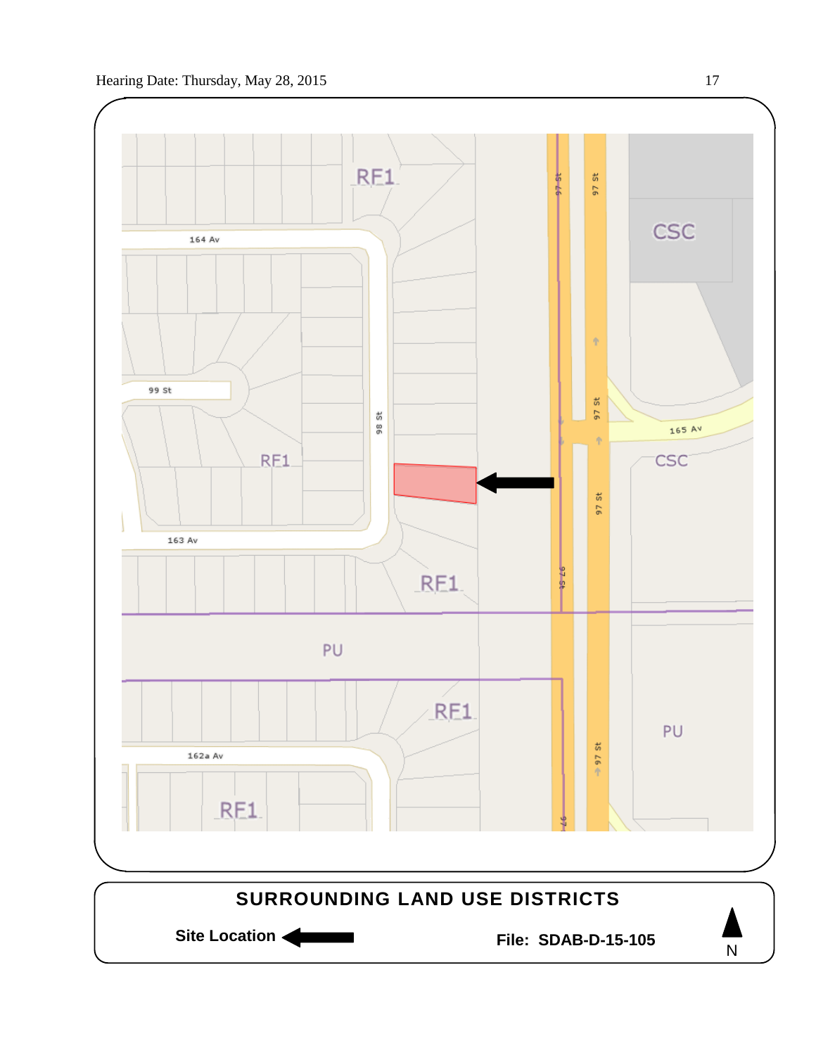**SURROUNDING LAND USE DISTRICTS**

**Site Location** ←

**File: SDAB-D-15-105**

N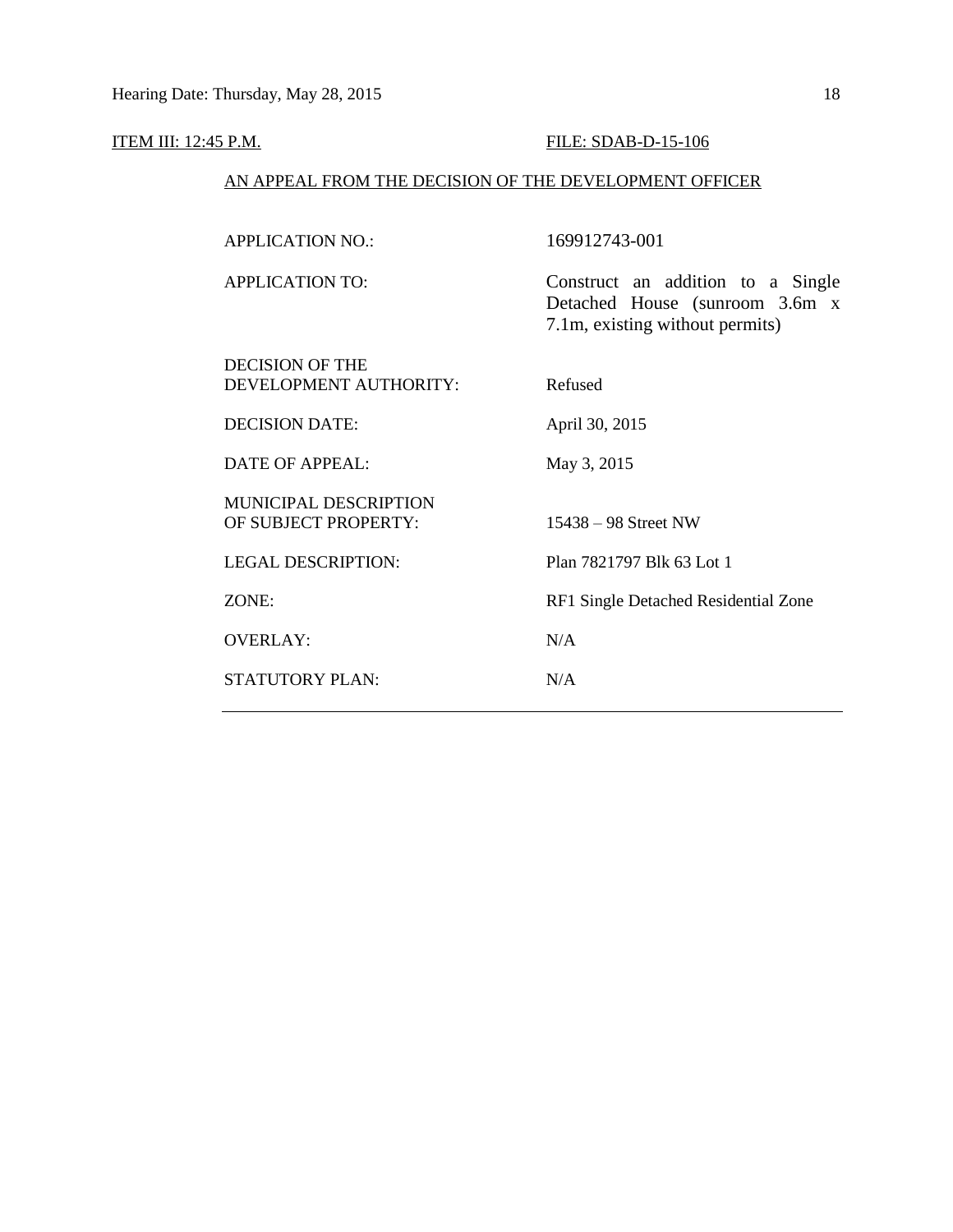ITEM III: 12:45 P.M. FILE: SDAB-D-15-106

AN APPEAL FROM THE DECISION OF THE DEVELOPMENT OFFICER

| | |
|---|---|
| APPLICATION NO.: | 169912743-001 |
| APPLICATION TO: | Construct an addition to a Single Detached House (sunroom 3.6m x 7.1m, existing without permits) |
| DECISION OF THE DEVELOPMENT AUTHORITY: | Refused |
| DECISION DATE: | April 30, 2015 |
| DATE OF APPEAL: | May 3, 2015 |
| MUNICIPAL DESCRIPTION OF SUBJECT PROPERTY: | 15438 – 98 Street NW |
| LEGAL DESCRIPTION: | Plan 7821797 Blk 63 Lot 1 |
| ZONE: | RF1 Single Detached Residential Zone |
| OVERLAY: | N/A |
| STATUTORY PLAN: | N/A |

---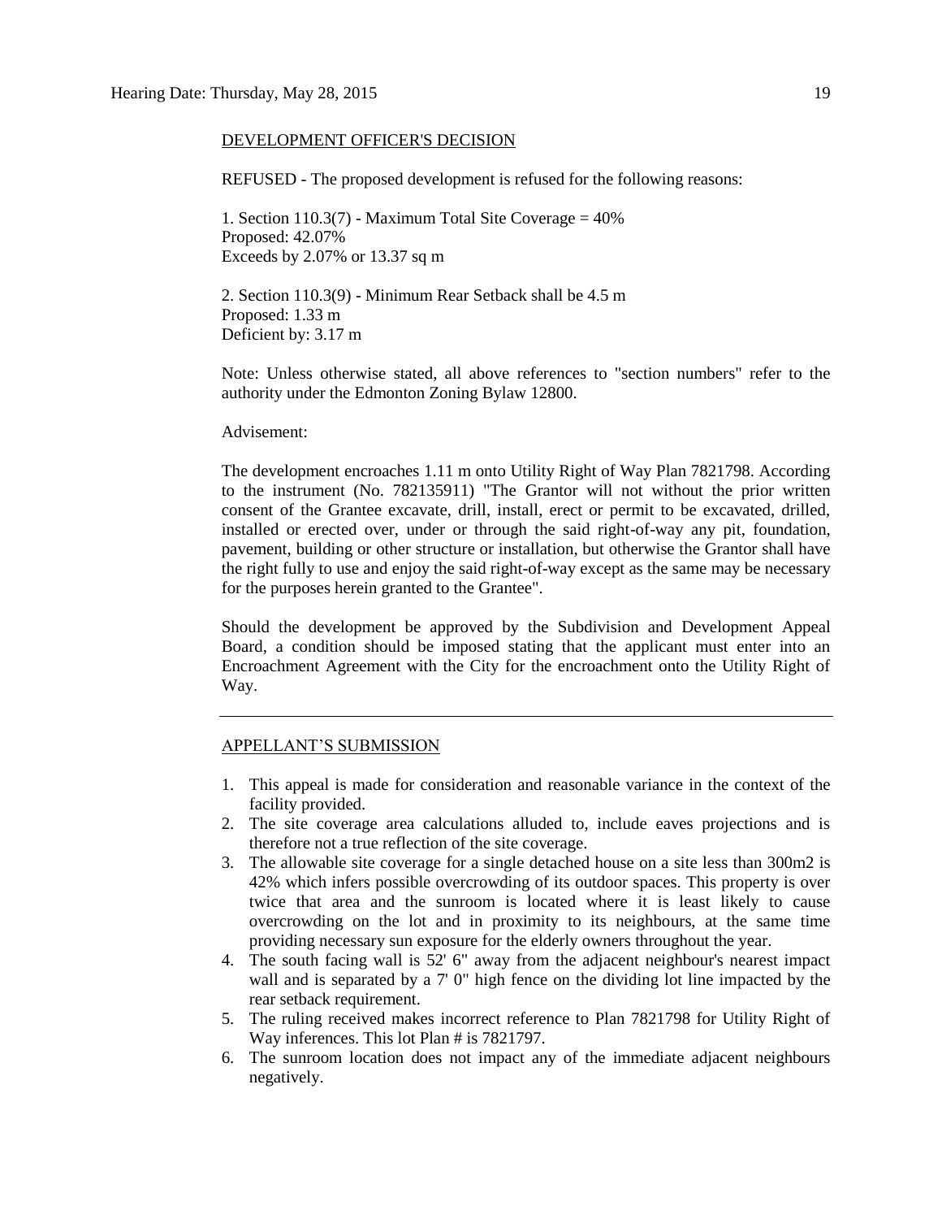DEVELOPMENT OFFICER'S DECISION

REFUSED - The proposed development is refused for the following reasons:

1. Section 110.3(7) - Maximum Total Site Coverage = 40%
Proposed: 42.07%
Exceeds by 2.07% or 13.37 sq m

2. Section 110.3(9) - Minimum Rear Setback shall be 4.5 m
Proposed: 1.33 m
Deficient by: 3.17 m

Note: Unless otherwise stated, all above references to "section numbers" refer to the authority under the Edmonton Zoning Bylaw 12800.

Advisement:

The development encroaches 1.11 m onto Utility Right of Way Plan 7821798. According to the instrument (No. 782135911) "The Grantor will not without the prior written consent of the Grantee excavate, drill, install, erect or permit to be excavated, drilled, installed or erected over, under or through the said right-of-way any pit, foundation, pavement, building or other structure or installation, but otherwise the Grantor shall have the right fully to use and enjoy the said right-of-way except as the same may be necessary for the purposes herein granted to the Grantee".

Should the development be approved by the Subdivision and Development Appeal Board, a condition should be imposed stating that the applicant must enter into an Encroachment Agreement with the City for the encroachment onto the Utility Right of Way.

---

APPELLANT'S SUBMISSION

1. This appeal is made for consideration and reasonable variance in the context of the facility provided.
2. The site coverage area calculations alluded to, include eaves projections and is therefore not a true reflection of the site coverage.
3. The allowable site coverage for a single detached house on a site less than 300m2 is 42% which infers possible overcrowding of its outdoor spaces. This property is over twice that area and the sunroom is located where it is least likely to cause overcrowding on the lot and in proximity to its neighbours, at the same time providing necessary sun exposure for the elderly owners throughout the year.
4. The south facing wall is 52' 6" away from the adjacent neighbour's nearest impact wall and is separated by a 7' 0" high fence on the dividing lot line impacted by the rear setback requirement.
5. The ruling received makes incorrect reference to Plan 7821798 for Utility Right of Way inferences. This lot Plan # is 7821797.
6. The sunroom location does not impact any of the immediate adjacent neighbours negatively.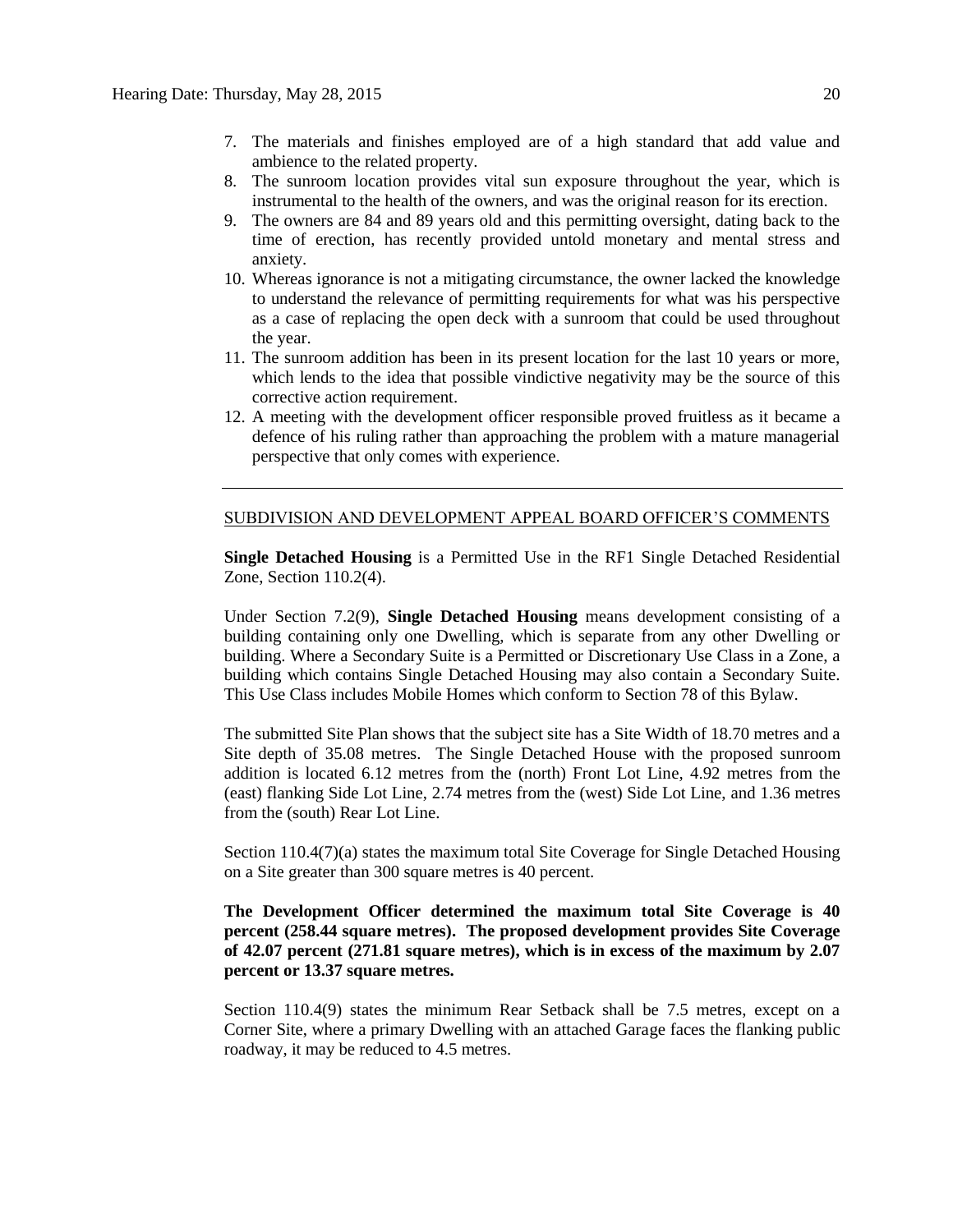7. The materials and finishes employed are of a high standard that add value and ambience to the related property.
8. The sunroom location provides vital sun exposure throughout the year, which is instrumental to the health of the owners, and was the original reason for its erection.
9. The owners are 84 and 89 years old and this permitting oversight, dating back to the time of erection, has recently provided untold monetary and mental stress and anxiety.
10. Whereas ignorance is not a mitigating circumstance, the owner lacked the knowledge to understand the relevance of permitting requirements for what was his perspective as a case of replacing the open deck with a sunroom that could be used throughout the year.
11. The sunroom addition has been in its present location for the last 10 years or more, which lends to the idea that possible vindictive negativity may be the source of this corrective action requirement.
12. A meeting with the development officer responsible proved fruitless as it became a defence of his ruling rather than approaching the problem with a mature managerial perspective that only comes with experience.

---

SUBDIVISION AND DEVELOPMENT APPEAL BOARD OFFICER'S COMMENTS

**Single Detached Housing** is a Permitted Use in the RF1 Single Detached Residential Zone, Section 110.2(4).

Under Section 7.2(9), **Single Detached Housing** means development consisting of a building containing only one Dwelling, which is separate from any other Dwelling or building. Where a Secondary Suite is a Permitted or Discretionary Use Class in a Zone, a building which contains Single Detached Housing may also contain a Secondary Suite. This Use Class includes Mobile Homes which conform to Section 78 of this Bylaw.

The submitted Site Plan shows that the subject site has a Site Width of 18.70 metres and a Site depth of 35.08 metres. The Single Detached House with the proposed sunroom addition is located 6.12 metres from the (north) Front Lot Line, 4.92 metres from the (east) flanking Side Lot Line, 2.74 metres from the (west) Side Lot Line, and 1.36 metres from the (south) Rear Lot Line.

Section 110.4(7)(a) states the maximum total Site Coverage for Single Detached Housing on a Site greater than 300 square metres is 40 percent.

**The Development Officer determined the maximum total Site Coverage is 40 percent (258.44 square metres). The proposed development provides Site Coverage of 42.07 percent (271.81 square metres), which is in excess of the maximum by 2.07 percent or 13.37 square metres.**

Section 110.4(9) states the minimum Rear Setback shall be 7.5 metres, except on a Corner Site, where a primary Dwelling with an attached Garage faces the flanking public roadway, it may be reduced to 4.5 metres.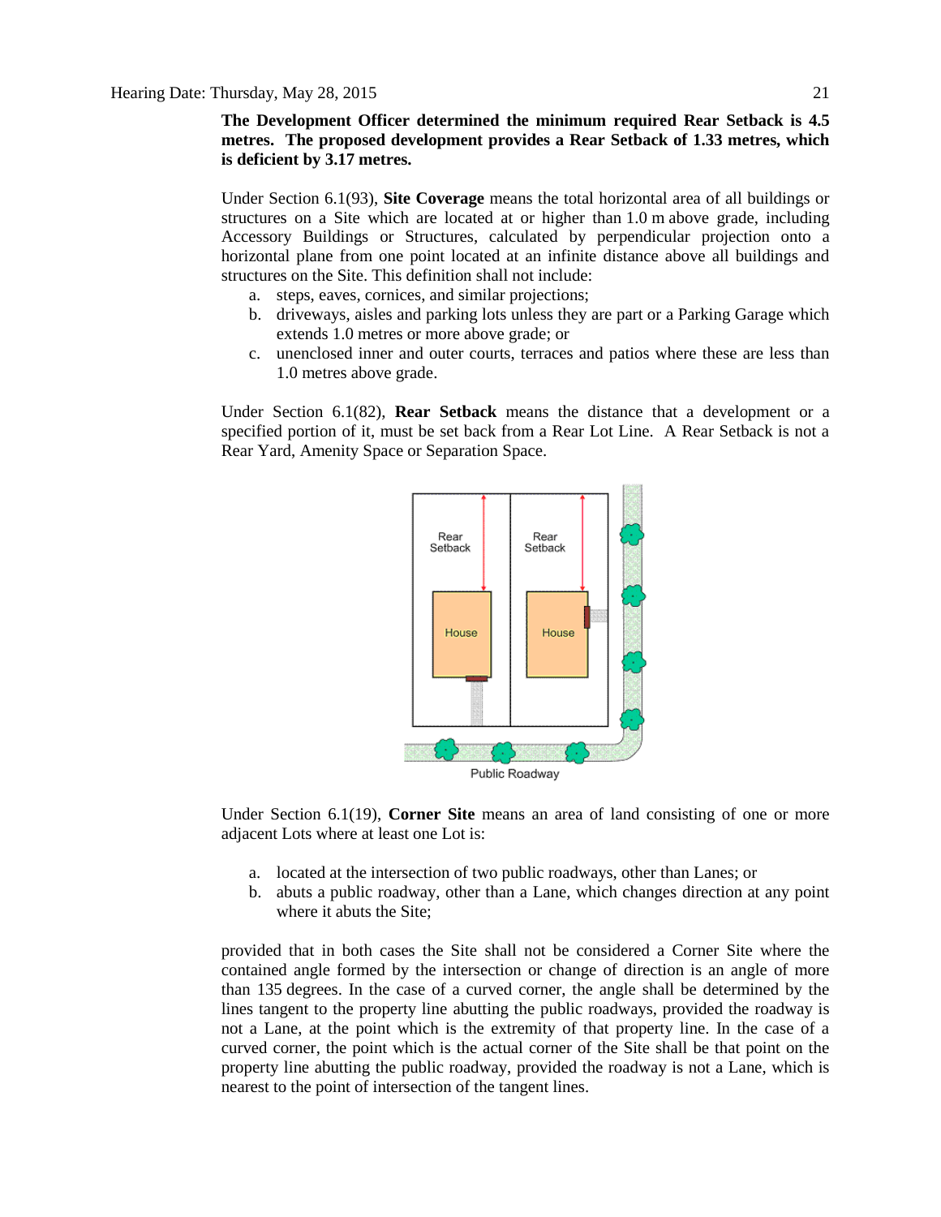**The Development Officer determined the minimum required Rear Setback is 4.5 metres. The proposed development provides a Rear Setback of 1.33 metres, which is deficient by 3.17 metres.**

Under Section 6.1(93), **Site Coverage** means the total horizontal area of all buildings or structures on a Site which are located at or higher than 1.0 m above grade, including Accessory Buildings or Structures, calculated by perpendicular projection onto a horizontal plane from one point located at an infinite distance above all buildings and structures on the Site. This definition shall not include:

a. steps, eaves, cornices, and similar projections;
b. driveways, aisles and parking lots unless they are part or a Parking Garage which extends 1.0 metres or more above grade; or
c. unenclosed inner and outer courts, terraces and patios where these are less than 1.0 metres above grade.

Under Section 6.1(82), **Rear Setback** means the distance that a development or a specified portion of it, must be set back from a Rear Lot Line. A Rear Setback is not a Rear Yard, Amenity Space or Separation Space.

Under Section 6.1(19), **Corner Site** means an area of land consisting of one or more adjacent Lots where at least one Lot is:

a. located at the intersection of two public roadways, other than Lanes; or
b. abuts a public roadway, other than a Lane, which changes direction at any point where it abuts the Site;

provided that in both cases the Site shall not be considered a Corner Site where the contained angle formed by the intersection or change of direction is an angle of more than 135 degrees. In the case of a curved corner, the angle shall be determined by the lines tangent to the property line abutting the public roadways, provided the roadway is not a Lane, at the point which is the extremity of that property line. In the case of a curved corner, the point which is the actual corner of the Site shall be that point on the property line abutting the public roadway, provided the roadway is not a Lane, which is nearest to the point of intersection of the tangent lines.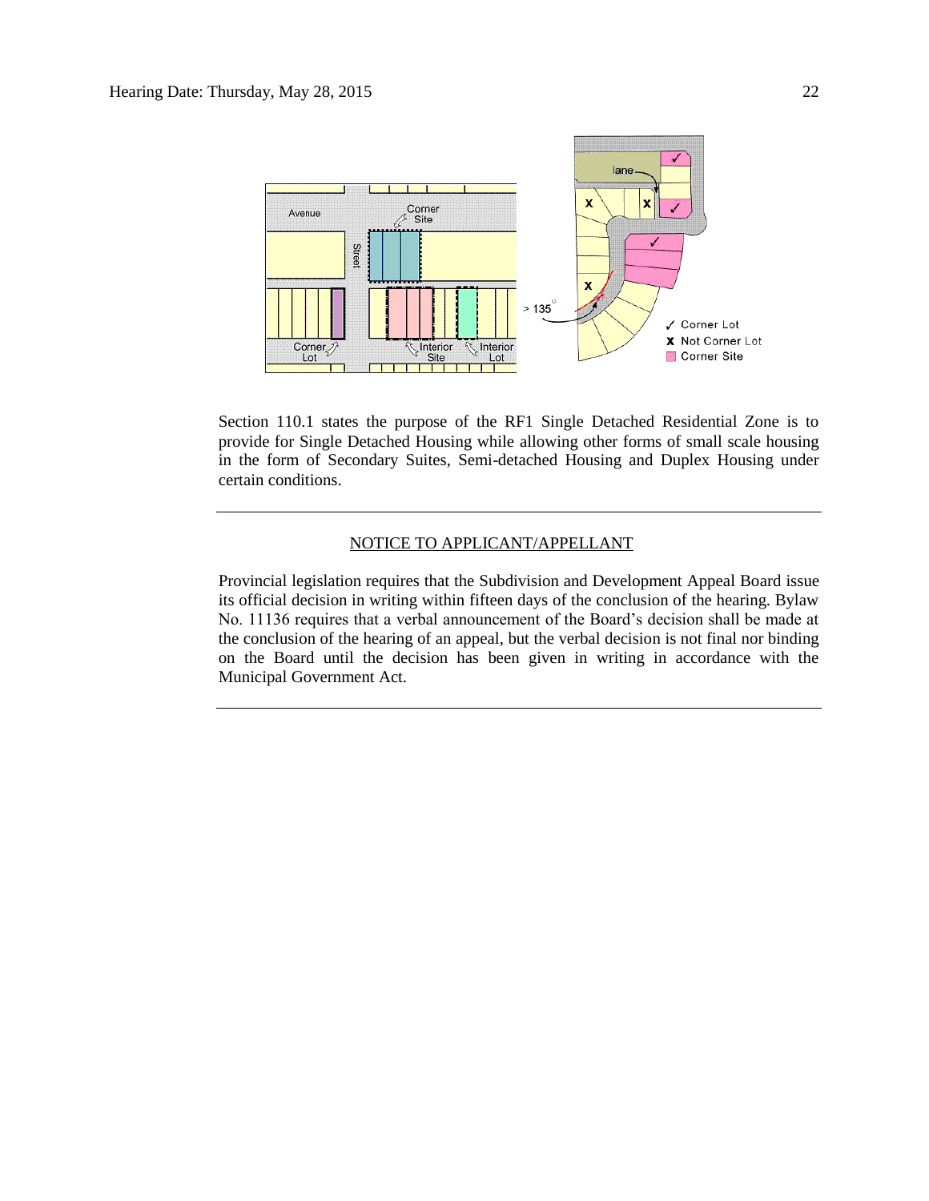Section 110.1 states the purpose of the RF1 Single Detached Residential Zone is to provide for Single Detached Housing while allowing other forms of small scale housing in the form of Secondary Suites, Semi-detached Housing and Duplex Housing under certain conditions.

---

NOTICE TO APPLICANT/APPELLANT

Provincial legislation requires that the Subdivision and Development Appeal Board issue its official decision in writing within fifteen days of the conclusion of the hearing. Bylaw No. 11136 requires that a verbal announcement of the Board's decision shall be made at the conclusion of the hearing of an appeal, but the verbal decision is not final nor binding on the Board until the decision has been given in writing in accordance with the Municipal Government Act.

---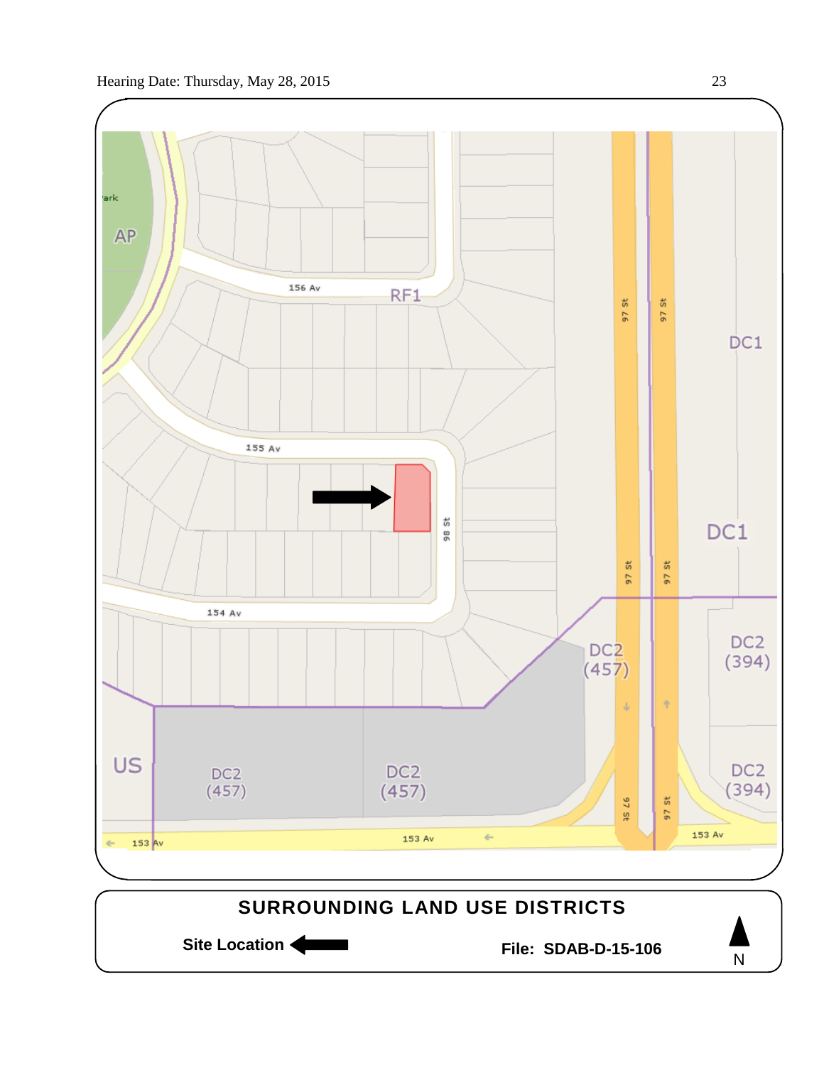AP

RF1

DC1

DC1

DC2 (457)

DC2 (394)

DC2 (394)

US

DC2 (457)

DC2 (457)

156 Av

155 Av

154 Av

153 Av

97 St

98 St

## SURROUNDING LAND USE DISTRICTS

**Site Location**

**File: SDAB-D-15-106**

N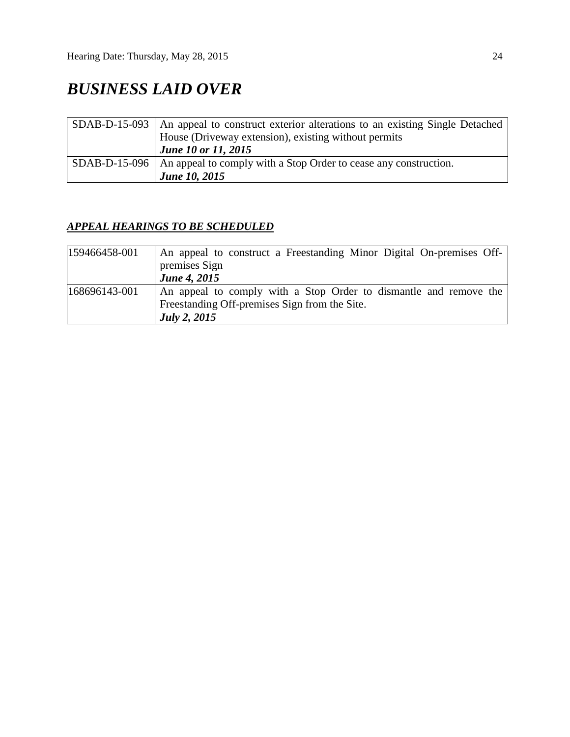# *BUSINESS LAID OVER*

| | |
|---|---|
| SDAB-D-15-093 | An appeal to construct exterior alterations to an existing Single Detached House (Driveway extension), existing without permits<br>***June 10 or 11, 2015*** |
| SDAB-D-15-096 | An appeal to comply with a Stop Order to cease any construction.<br>***June 10, 2015*** |

## ***APPEAL HEARINGS TO BE SCHEDULED***

| | |
|---|---|
| 159466458-001 | An appeal to construct a Freestanding Minor Digital On-premises Off-premises Sign<br>***June 4, 2015*** |
| 168696143-001 | An appeal to comply with a Stop Order to dismantle and remove the Freestanding Off-premises Sign from the Site.<br>***July 2, 2015*** |